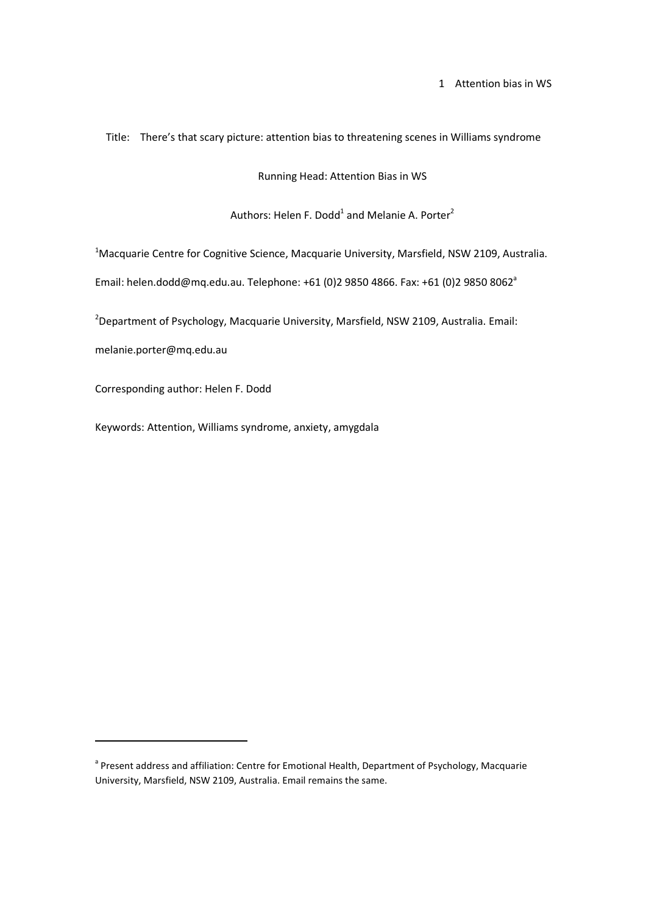Title: There's that scary picture: attention bias to threatening scenes in Williams syndrome

Running Head: Attention Bias in WS

Authors: Helen F. Dodd[1] and Melanie A. Porter[2]

[1]Macquarie Centre for Cognitive Science, Macquarie University, Marsfield, NSW 2109, Australia. Email: helen.dodd@mq.edu.au. Telephone: +61 (0)2 9850 4866. Fax: +61 (0)2 9850 8062[a]

[2]Department of Psychology, Macquarie University, Marsfield, NSW 2109, Australia. Email: melanie.porter@mq.edu.au

Corresponding author: Helen F. Dodd

Keywords: Attention, Williams syndrome, anxiety, amygdala

---

[a] Present address and affiliation: Centre for Emotional Health, Department of Psychology, Macquarie University, Marsfield, NSW 2109, Australia. Email remains the same.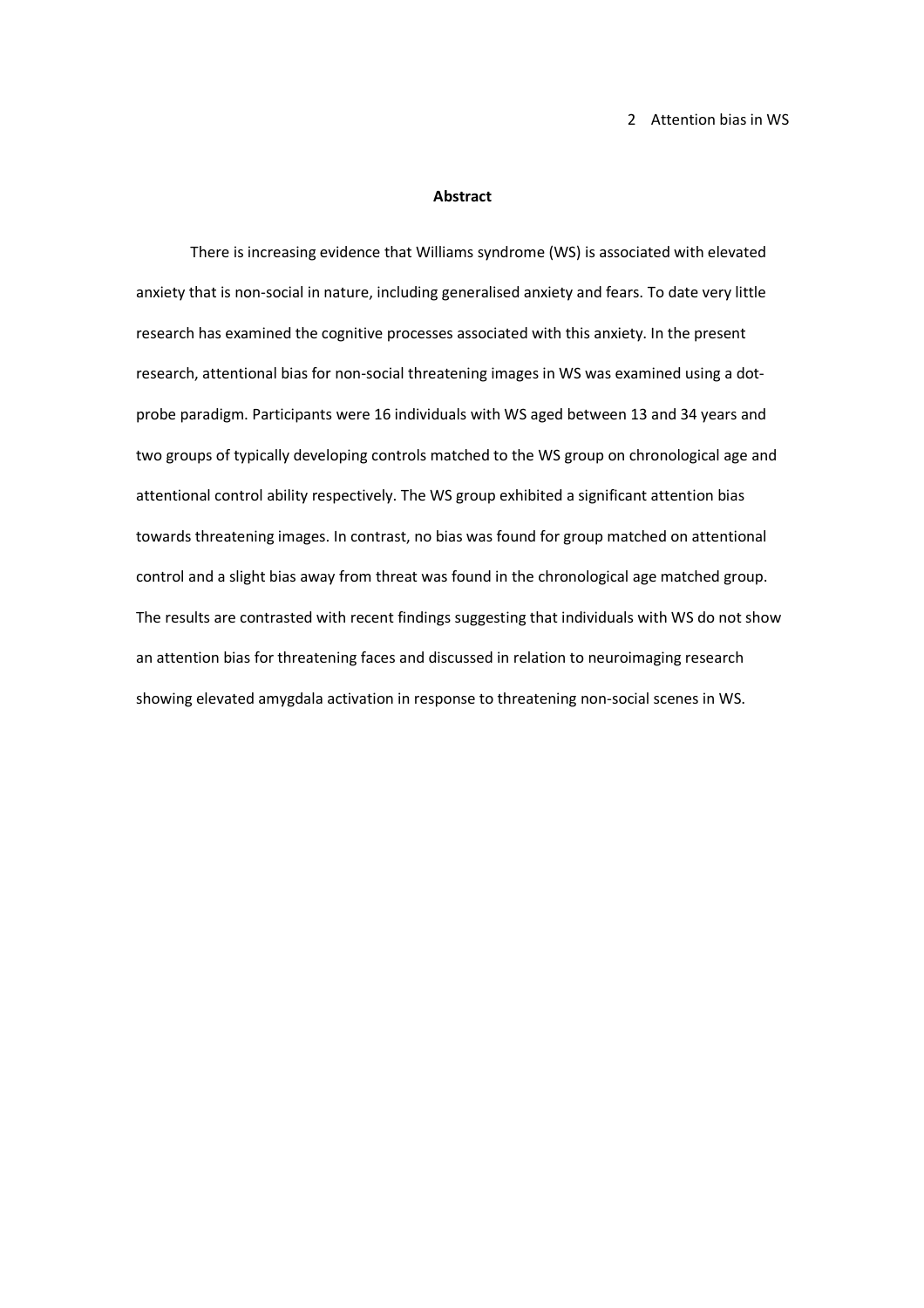## Abstract

There is increasing evidence that Williams syndrome (WS) is associated with elevated anxiety that is non-social in nature, including generalised anxiety and fears. To date very little research has examined the cognitive processes associated with this anxiety. In the present research, attentional bias for non-social threatening images in WS was examined using a dot-probe paradigm. Participants were 16 individuals with WS aged between 13 and 34 years and two groups of typically developing controls matched to the WS group on chronological age and attentional control ability respectively. The WS group exhibited a significant attention bias towards threatening images. In contrast, no bias was found for group matched on attentional control and a slight bias away from threat was found in the chronological age matched group. The results are contrasted with recent findings suggesting that individuals with WS do not show an attention bias for threatening faces and discussed in relation to neuroimaging research showing elevated amygdala activation in response to threatening non-social scenes in WS.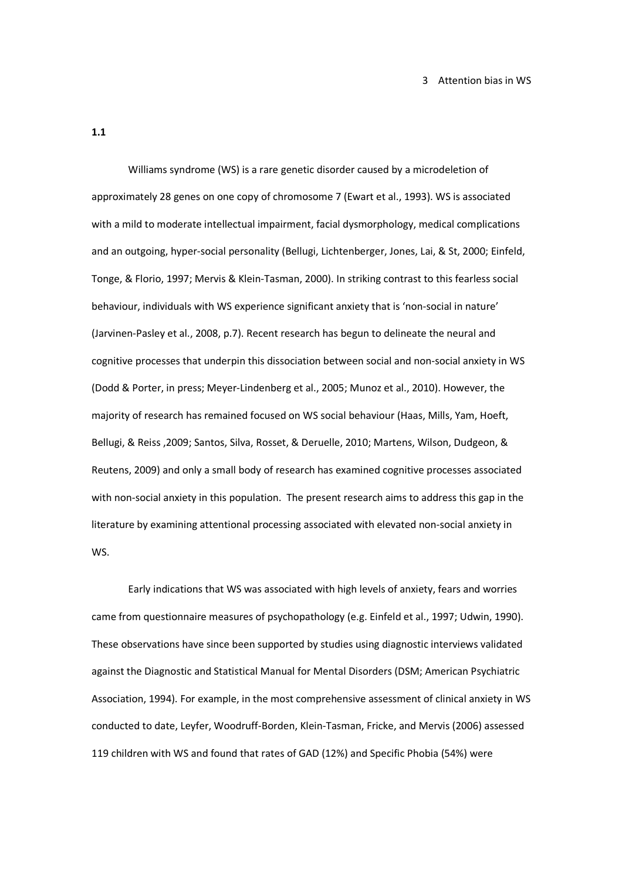**1.1**

Williams syndrome (WS) is a rare genetic disorder caused by a microdeletion of approximately 28 genes on one copy of chromosome 7 (Ewart et al., 1993). WS is associated with a mild to moderate intellectual impairment, facial dysmorphology, medical complications and an outgoing, hyper-social personality (Bellugi, Lichtenberger, Jones, Lai, & St, 2000; Einfeld, Tonge, & Florio, 1997; Mervis & Klein-Tasman, 2000). In striking contrast to this fearless social behaviour, individuals with WS experience significant anxiety that is 'non-social in nature' (Jarvinen-Pasley et al., 2008, p.7). Recent research has begun to delineate the neural and cognitive processes that underpin this dissociation between social and non-social anxiety in WS (Dodd & Porter, in press; Meyer-Lindenberg et al., 2005; Munoz et al., 2010). However, the majority of research has remained focused on WS social behaviour (Haas, Mills, Yam, Hoeft, Bellugi, & Reiss ,2009; Santos, Silva, Rosset, & Deruelle, 2010; Martens, Wilson, Dudgeon, & Reutens, 2009) and only a small body of research has examined cognitive processes associated with non-social anxiety in this population. The present research aims to address this gap in the literature by examining attentional processing associated with elevated non-social anxiety in WS.

Early indications that WS was associated with high levels of anxiety, fears and worries came from questionnaire measures of psychopathology (e.g. Einfeld et al., 1997; Udwin, 1990). These observations have since been supported by studies using diagnostic interviews validated against the Diagnostic and Statistical Manual for Mental Disorders (DSM; American Psychiatric Association, 1994). For example, in the most comprehensive assessment of clinical anxiety in WS conducted to date, Leyfer, Woodruff-Borden, Klein-Tasman, Fricke, and Mervis (2006) assessed 119 children with WS and found that rates of GAD (12%) and Specific Phobia (54%) were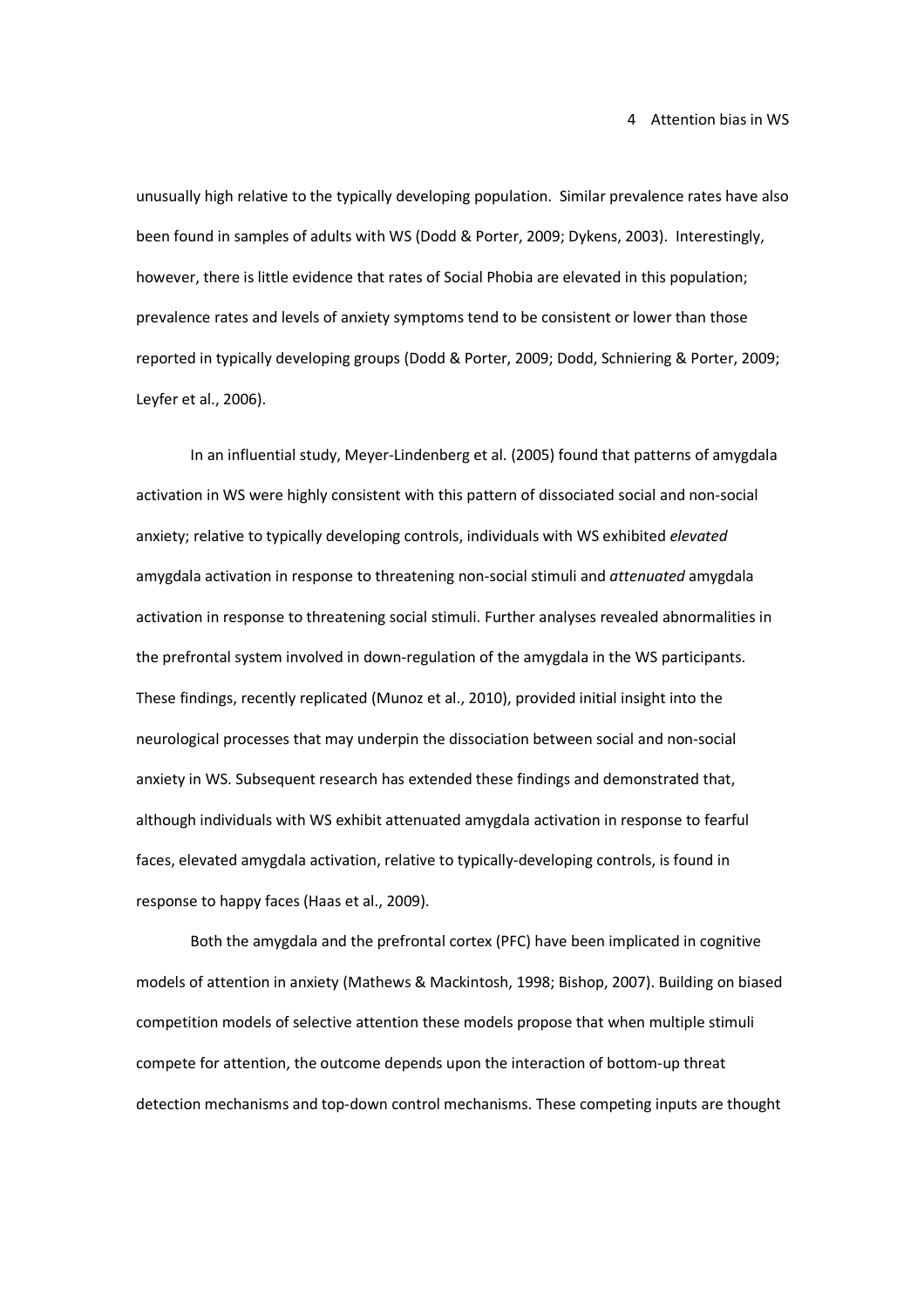unusually high relative to the typically developing population. Similar prevalence rates have also been found in samples of adults with WS (Dodd & Porter, 2009; Dykens, 2003). Interestingly, however, there is little evidence that rates of Social Phobia are elevated in this population; prevalence rates and levels of anxiety symptoms tend to be consistent or lower than those reported in typically developing groups (Dodd & Porter, 2009; Dodd, Schniering & Porter, 2009; Leyfer et al., 2006).

In an influential study, Meyer-Lindenberg et al. (2005) found that patterns of amygdala activation in WS were highly consistent with this pattern of dissociated social and non-social anxiety; relative to typically developing controls, individuals with WS exhibited *elevated* amygdala activation in response to threatening non-social stimuli and *attenuated* amygdala activation in response to threatening social stimuli. Further analyses revealed abnormalities in the prefrontal system involved in down-regulation of the amygdala in the WS participants. These findings, recently replicated (Munoz et al., 2010), provided initial insight into the neurological processes that may underpin the dissociation between social and non-social anxiety in WS. Subsequent research has extended these findings and demonstrated that, although individuals with WS exhibit attenuated amygdala activation in response to fearful faces, elevated amygdala activation, relative to typically-developing controls, is found in response to happy faces (Haas et al., 2009).

Both the amygdala and the prefrontal cortex (PFC) have been implicated in cognitive models of attention in anxiety (Mathews & Mackintosh, 1998; Bishop, 2007). Building on biased competition models of selective attention these models propose that when multiple stimuli compete for attention, the outcome depends upon the interaction of bottom-up threat detection mechanisms and top-down control mechanisms. These competing inputs are thought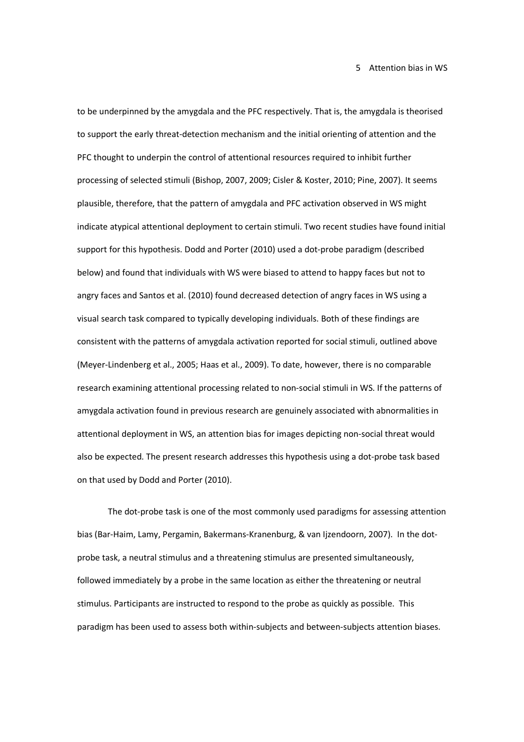to be underpinned by the amygdala and the PFC respectively. That is, the amygdala is theorised to support the early threat-detection mechanism and the initial orienting of attention and the PFC thought to underpin the control of attentional resources required to inhibit further processing of selected stimuli (Bishop, 2007, 2009; Cisler & Koster, 2010; Pine, 2007). It seems plausible, therefore, that the pattern of amygdala and PFC activation observed in WS might indicate atypical attentional deployment to certain stimuli. Two recent studies have found initial support for this hypothesis. Dodd and Porter (2010) used a dot-probe paradigm (described below) and found that individuals with WS were biased to attend to happy faces but not to angry faces and Santos et al. (2010) found decreased detection of angry faces in WS using a visual search task compared to typically developing individuals. Both of these findings are consistent with the patterns of amygdala activation reported for social stimuli, outlined above (Meyer-Lindenberg et al., 2005; Haas et al., 2009). To date, however, there is no comparable research examining attentional processing related to non-social stimuli in WS. If the patterns of amygdala activation found in previous research are genuinely associated with abnormalities in attentional deployment in WS, an attention bias for images depicting non-social threat would also be expected. The present research addresses this hypothesis using a dot-probe task based on that used by Dodd and Porter (2010).

The dot-probe task is one of the most commonly used paradigms for assessing attention bias (Bar-Haim, Lamy, Pergamin, Bakermans-Kranenburg, & van Ijzendoorn, 2007). In the dot-probe task, a neutral stimulus and a threatening stimulus are presented simultaneously, followed immediately by a probe in the same location as either the threatening or neutral stimulus. Participants are instructed to respond to the probe as quickly as possible. This paradigm has been used to assess both within-subjects and between-subjects attention biases.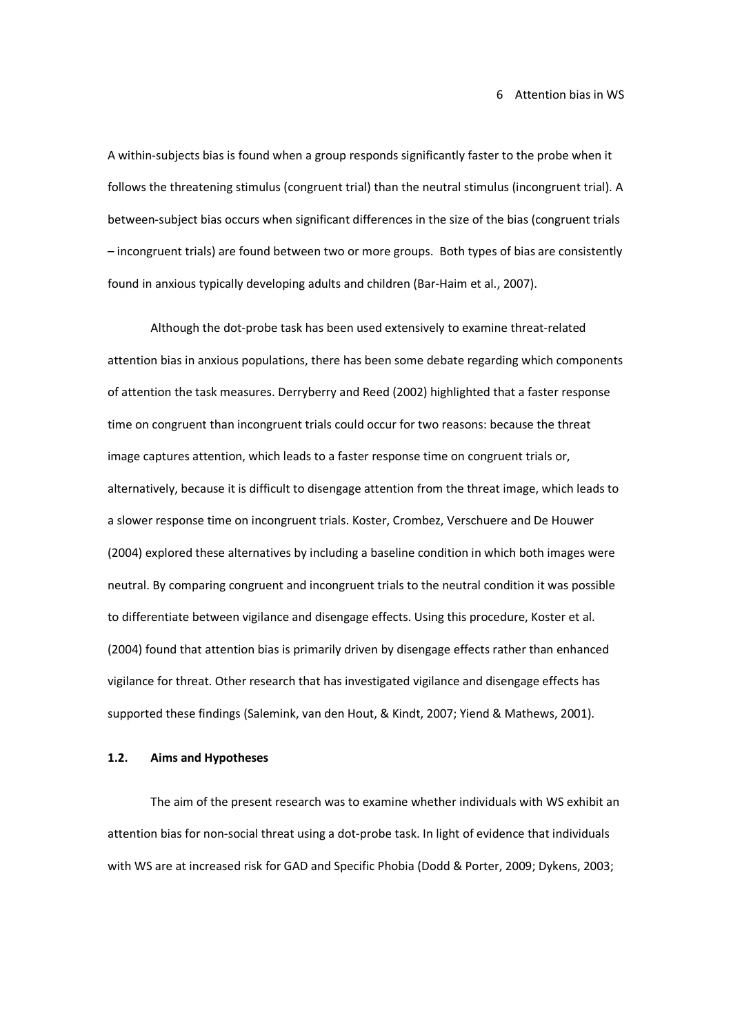A within-subjects bias is found when a group responds significantly faster to the probe when it follows the threatening stimulus (congruent trial) than the neutral stimulus (incongruent trial). A between-subject bias occurs when significant differences in the size of the bias (congruent trials – incongruent trials) are found between two or more groups. Both types of bias are consistently found in anxious typically developing adults and children (Bar-Haim et al., 2007).

Although the dot-probe task has been used extensively to examine threat-related attention bias in anxious populations, there has been some debate regarding which components of attention the task measures. Derryberry and Reed (2002) highlighted that a faster response time on congruent than incongruent trials could occur for two reasons: because the threat image captures attention, which leads to a faster response time on congruent trials or, alternatively, because it is difficult to disengage attention from the threat image, which leads to a slower response time on incongruent trials. Koster, Crombez, Verschuere and De Houwer (2004) explored these alternatives by including a baseline condition in which both images were neutral. By comparing congruent and incongruent trials to the neutral condition it was possible to differentiate between vigilance and disengage effects. Using this procedure, Koster et al. (2004) found that attention bias is primarily driven by disengage effects rather than enhanced vigilance for threat. Other research that has investigated vigilance and disengage effects has supported these findings (Salemink, van den Hout, & Kindt, 2007; Yiend & Mathews, 2001).

### 1.2. Aims and Hypotheses

The aim of the present research was to examine whether individuals with WS exhibit an attention bias for non-social threat using a dot-probe task. In light of evidence that individuals with WS are at increased risk for GAD and Specific Phobia (Dodd & Porter, 2009; Dykens, 2003;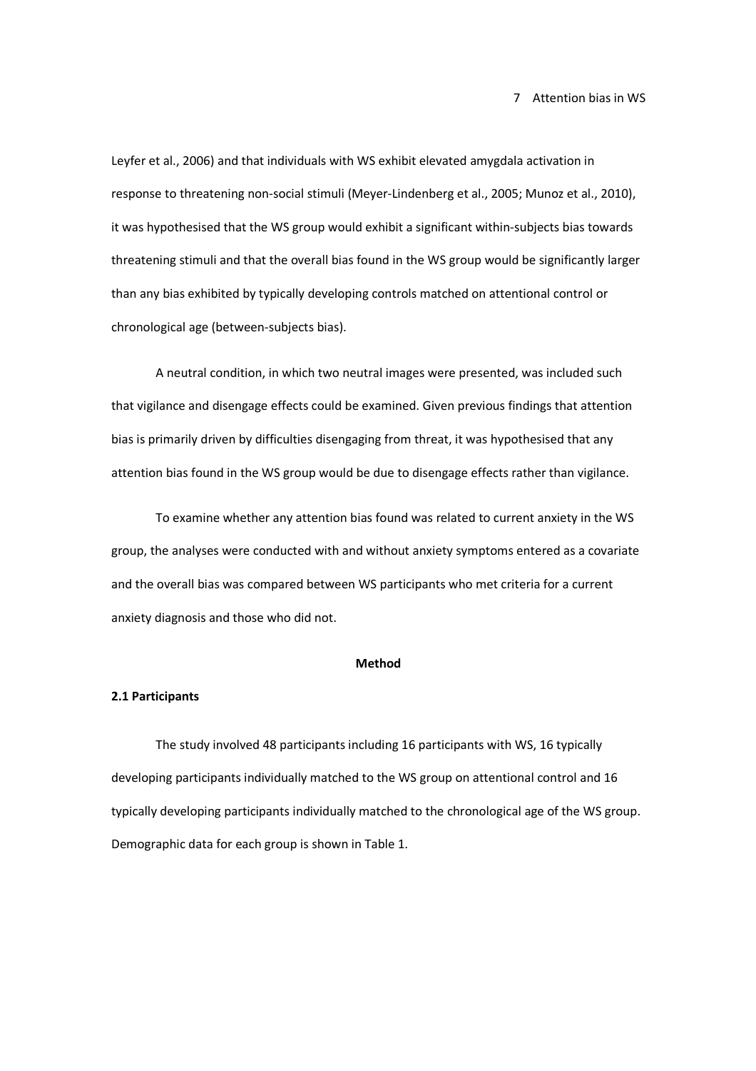Leyfer et al., 2006) and that individuals with WS exhibit elevated amygdala activation in response to threatening non-social stimuli (Meyer-Lindenberg et al., 2005; Munoz et al., 2010), it was hypothesised that the WS group would exhibit a significant within-subjects bias towards threatening stimuli and that the overall bias found in the WS group would be significantly larger than any bias exhibited by typically developing controls matched on attentional control or chronological age (between-subjects bias).

A neutral condition, in which two neutral images were presented, was included such that vigilance and disengage effects could be examined. Given previous findings that attention bias is primarily driven by difficulties disengaging from threat, it was hypothesised that any attention bias found in the WS group would be due to disengage effects rather than vigilance.

To examine whether any attention bias found was related to current anxiety in the WS group, the analyses were conducted with and without anxiety symptoms entered as a covariate and the overall bias was compared between WS participants who met criteria for a current anxiety diagnosis and those who did not.

# Method

## 2.1 Participants

The study involved 48 participants including 16 participants with WS, 16 typically developing participants individually matched to the WS group on attentional control and 16 typically developing participants individually matched to the chronological age of the WS group. Demographic data for each group is shown in Table 1.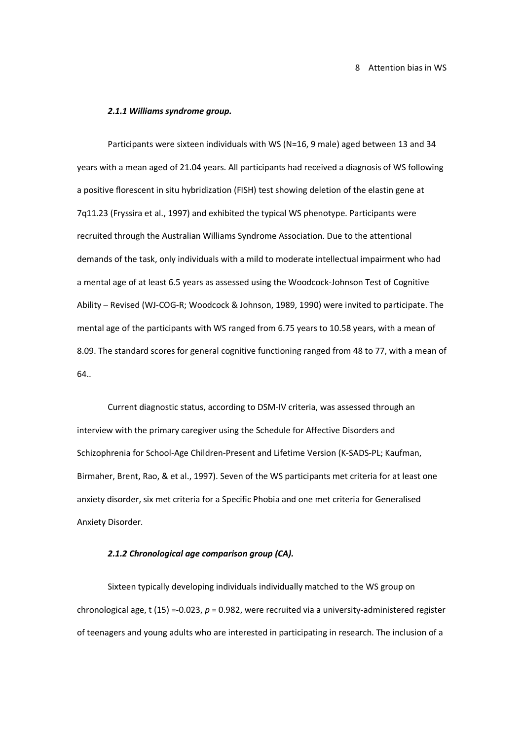#### *2.1.1 Williams syndrome group.*

Participants were sixteen individuals with WS (N=16, 9 male) aged between 13 and 34 years with a mean aged of 21.04 years. All participants had received a diagnosis of WS following a positive florescent in situ hybridization (FISH) test showing deletion of the elastin gene at 7q11.23 (Fryssira et al., 1997) and exhibited the typical WS phenotype. Participants were recruited through the Australian Williams Syndrome Association. Due to the attentional demands of the task, only individuals with a mild to moderate intellectual impairment who had a mental age of at least 6.5 years as assessed using the Woodcock-Johnson Test of Cognitive Ability – Revised (WJ-COG-R; Woodcock & Johnson, 1989, 1990) were invited to participate. The mental age of the participants with WS ranged from 6.75 years to 10.58 years, with a mean of 8.09. The standard scores for general cognitive functioning ranged from 48 to 77, with a mean of 64..

Current diagnostic status, according to DSM-IV criteria, was assessed through an interview with the primary caregiver using the Schedule for Affective Disorders and Schizophrenia for School-Age Children-Present and Lifetime Version (K-SADS-PL; Kaufman, Birmaher, Brent, Rao, & et al., 1997). Seven of the WS participants met criteria for at least one anxiety disorder, six met criteria for a Specific Phobia and one met criteria for Generalised Anxiety Disorder.

#### *2.1.2 Chronological age comparison group (CA).*

Sixteen typically developing individuals individually matched to the WS group on chronological age, $t(15) = -0.023$, $p = 0.982$, were recruited via a university-administered register of teenagers and young adults who are interested in participating in research. The inclusion of a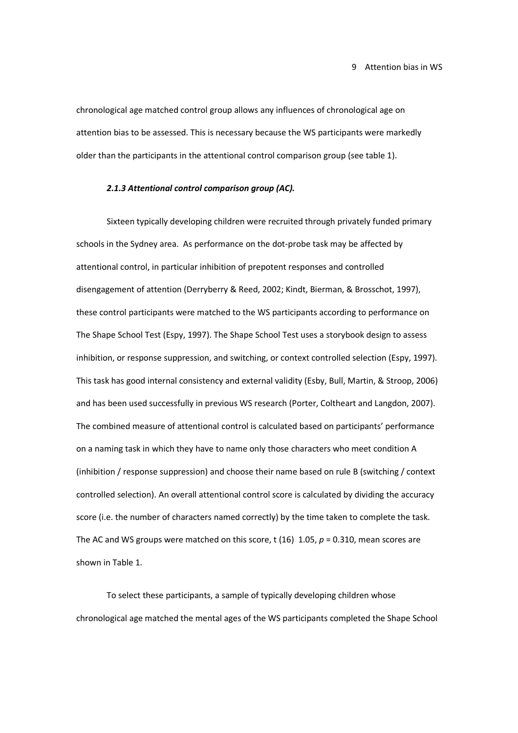chronological age matched control group allows any influences of chronological age on attention bias to be assessed. This is necessary because the WS participants were markedly older than the participants in the attentional control comparison group (see table 1).

### *2.1.3 Attentional control comparison group (AC).*

Sixteen typically developing children were recruited through privately funded primary schools in the Sydney area. As performance on the dot-probe task may be affected by attentional control, in particular inhibition of prepotent responses and controlled disengagement of attention (Derryberry & Reed, 2002; Kindt, Bierman, & Brosschot, 1997), these control participants were matched to the WS participants according to performance on The Shape School Test (Espy, 1997). The Shape School Test uses a storybook design to assess inhibition, or response suppression, and switching, or context controlled selection (Espy, 1997). This task has good internal consistency and external validity (Esby, Bull, Martin, & Stroop, 2006) and has been used successfully in previous WS research (Porter, Coltheart and Langdon, 2007). The combined measure of attentional control is calculated based on participants' performance on a naming task in which they have to name only those characters who meet condition A (inhibition / response suppression) and choose their name based on rule B (switching / context controlled selection). An overall attentional control score is calculated by dividing the accuracy score (i.e. the number of characters named correctly) by the time taken to complete the task. The AC and WS groups were matched on this score, $t$ (16) 1.05, $p$ = 0.310, mean scores are shown in Table 1.

To select these participants, a sample of typically developing children whose chronological age matched the mental ages of the WS participants completed the Shape School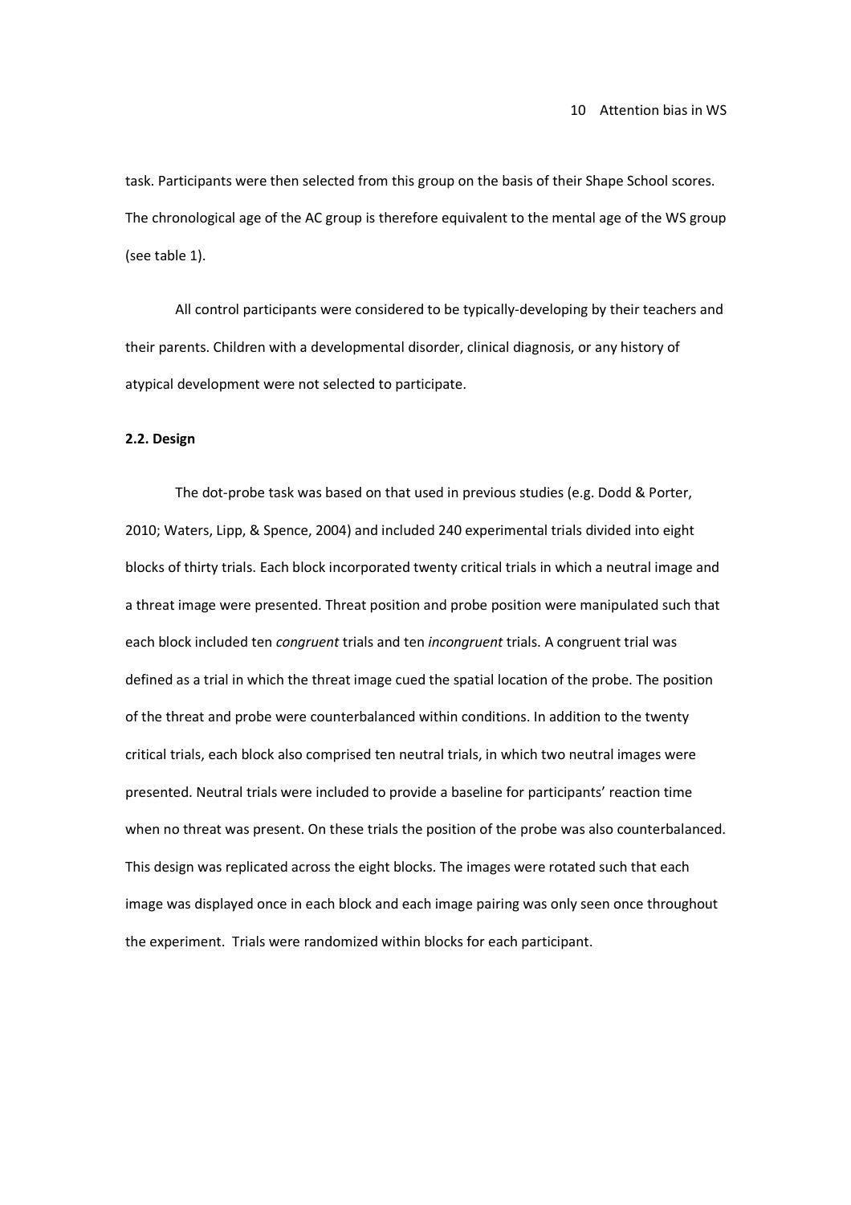task. Participants were then selected from this group on the basis of their Shape School scores. The chronological age of the AC group is therefore equivalent to the mental age of the WS group (see table 1).

All control participants were considered to be typically-developing by their teachers and their parents. Children with a developmental disorder, clinical diagnosis, or any history of atypical development were not selected to participate.

**2.2. Design**

The dot-probe task was based on that used in previous studies (e.g. Dodd & Porter, 2010; Waters, Lipp, & Spence, 2004) and included 240 experimental trials divided into eight blocks of thirty trials. Each block incorporated twenty critical trials in which a neutral image and a threat image were presented. Threat position and probe position were manipulated such that each block included ten *congruent* trials and ten *incongruent* trials. A congruent trial was defined as a trial in which the threat image cued the spatial location of the probe. The position of the threat and probe were counterbalanced within conditions. In addition to the twenty critical trials, each block also comprised ten neutral trials, in which two neutral images were presented. Neutral trials were included to provide a baseline for participants' reaction time when no threat was present. On these trials the position of the probe was also counterbalanced. This design was replicated across the eight blocks. The images were rotated such that each image was displayed once in each block and each image pairing was only seen once throughout the experiment. Trials were randomized within blocks for each participant.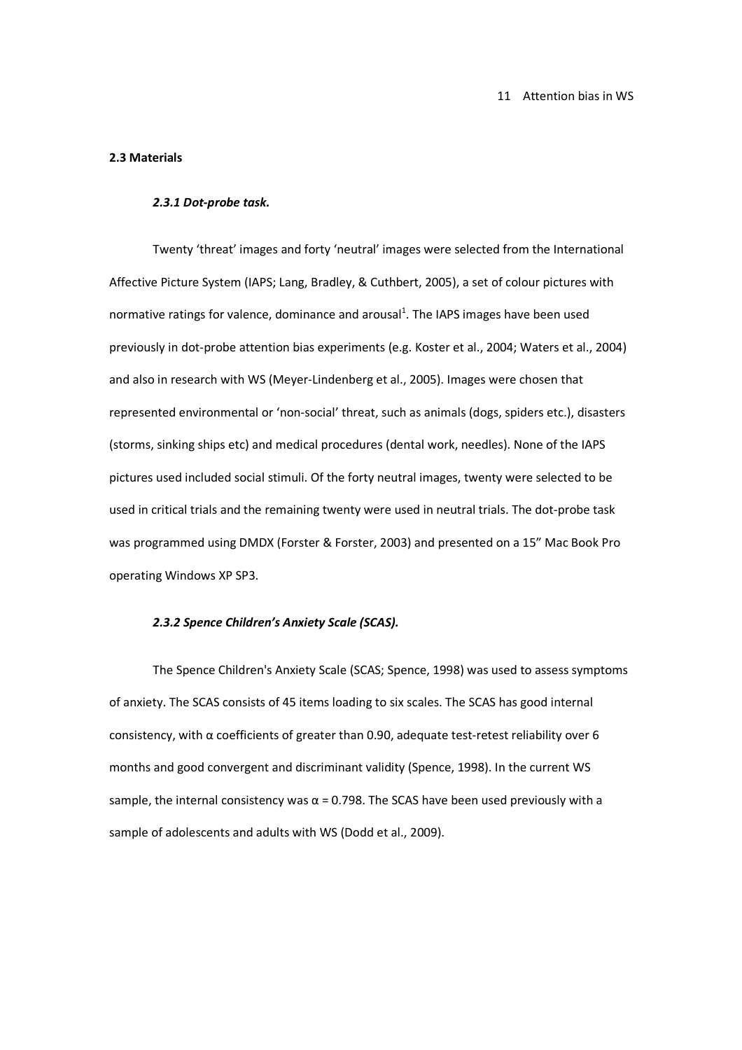## 2.3 Materials

### *2.3.1 Dot-probe task.*

Twenty 'threat' images and forty 'neutral' images were selected from the International Affective Picture System (IAPS; Lang, Bradley, & Cuthbert, 2005), a set of colour pictures with normative ratings for valence, dominance and arousal[1]. The IAPS images have been used previously in dot-probe attention bias experiments (e.g. Koster et al., 2004; Waters et al., 2004) and also in research with WS (Meyer-Lindenberg et al., 2005). Images were chosen that represented environmental or 'non-social' threat, such as animals (dogs, spiders etc.), disasters (storms, sinking ships etc) and medical procedures (dental work, needles). None of the IAPS pictures used included social stimuli. Of the forty neutral images, twenty were selected to be used in critical trials and the remaining twenty were used in neutral trials. The dot-probe task was programmed using DMDX (Forster & Forster, 2003) and presented on a 15" Mac Book Pro operating Windows XP SP3.

### *2.3.2 Spence Children's Anxiety Scale (SCAS).*

The Spence Children's Anxiety Scale (SCAS; Spence, 1998) was used to assess symptoms of anxiety. The SCAS consists of 45 items loading to six scales. The SCAS has good internal consistency, with $\alpha$ coefficients of greater than 0.90, adequate test-retest reliability over 6 months and good convergent and discriminant validity (Spence, 1998). In the current WS sample, the internal consistency was $\alpha = 0.798$. The SCAS have been used previously with a sample of adolescents and adults with WS (Dodd et al., 2009).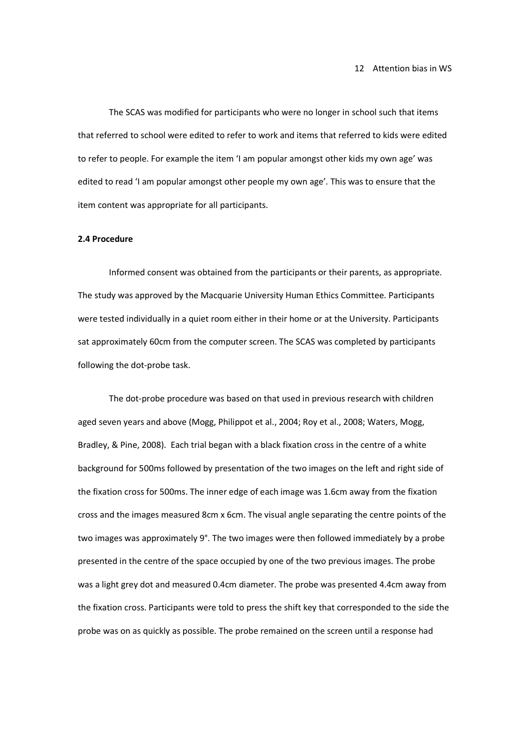The SCAS was modified for participants who were no longer in school such that items that referred to school were edited to refer to work and items that referred to kids were edited to refer to people. For example the item 'I am popular amongst other kids my own age' was edited to read 'I am popular amongst other people my own age'. This was to ensure that the item content was appropriate for all participants.

### 2.4 Procedure

Informed consent was obtained from the participants or their parents, as appropriate. The study was approved by the Macquarie University Human Ethics Committee. Participants were tested individually in a quiet room either in their home or at the University. Participants sat approximately 60cm from the computer screen. The SCAS was completed by participants following the dot-probe task.

The dot-probe procedure was based on that used in previous research with children aged seven years and above (Mogg, Philippot et al., 2004; Roy et al., 2008; Waters, Mogg, Bradley, & Pine, 2008). Each trial began with a black fixation cross in the centre of a white background for 500ms followed by presentation of the two images on the left and right side of the fixation cross for 500ms. The inner edge of each image was 1.6cm away from the fixation cross and the images measured 8cm x 6cm. The visual angle separating the centre points of the two images was approximately 9°. The two images were then followed immediately by a probe presented in the centre of the space occupied by one of the two previous images. The probe was a light grey dot and measured 0.4cm diameter. The probe was presented 4.4cm away from the fixation cross. Participants were told to press the shift key that corresponded to the side the probe was on as quickly as possible. The probe remained on the screen until a response had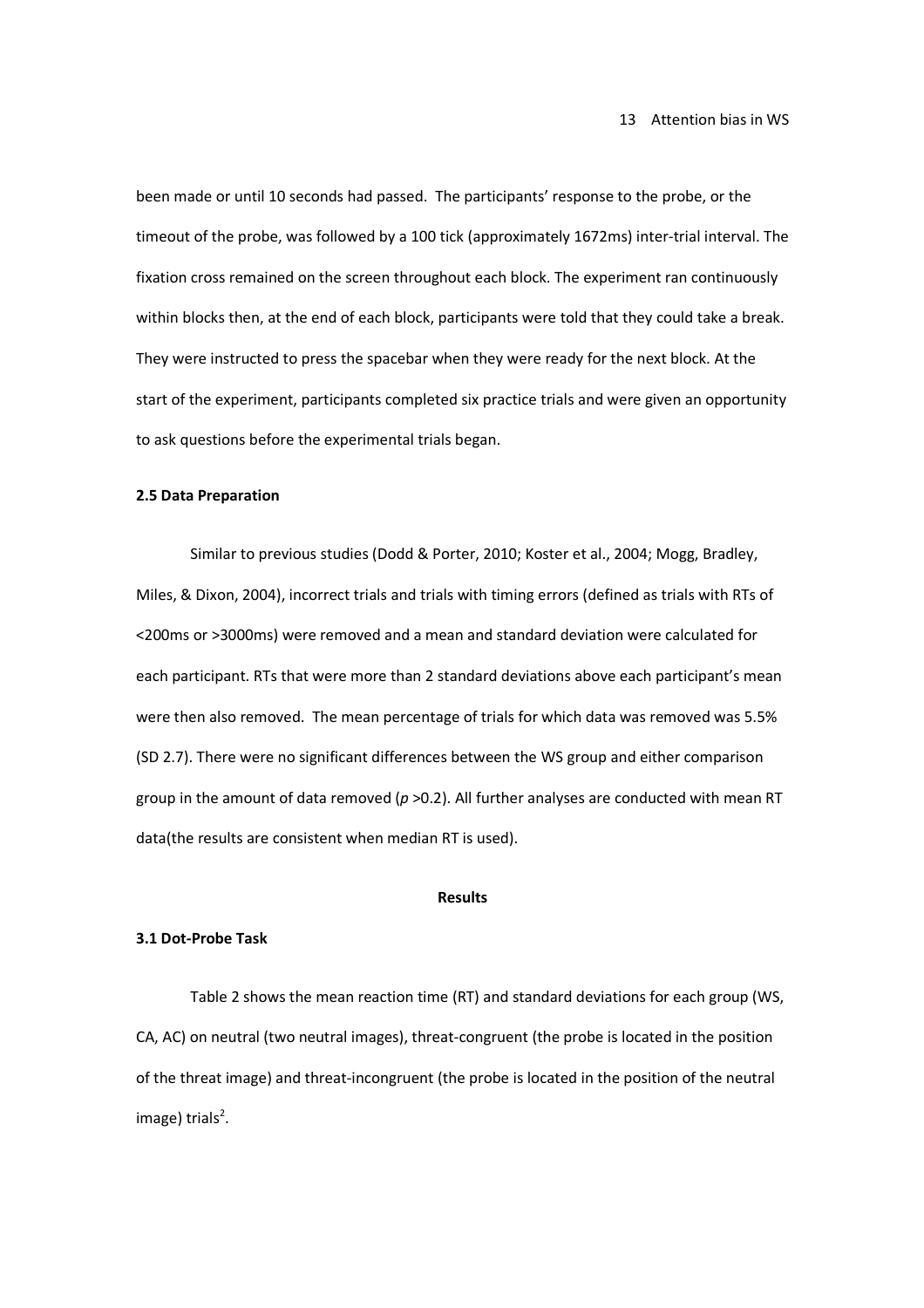been made or until 10 seconds had passed. The participants' response to the probe, or the timeout of the probe, was followed by a 100 tick (approximately 1672ms) inter-trial interval. The fixation cross remained on the screen throughout each block. The experiment ran continuously within blocks then, at the end of each block, participants were told that they could take a break. They were instructed to press the spacebar when they were ready for the next block. At the start of the experiment, participants completed six practice trials and were given an opportunity to ask questions before the experimental trials began.

### 2.5 Data Preparation

Similar to previous studies (Dodd & Porter, 2010; Koster et al., 2004; Mogg, Bradley, Miles, & Dixon, 2004), incorrect trials and trials with timing errors (defined as trials with RTs of <200ms or >3000ms) were removed and a mean and standard deviation were calculated for each participant. RTs that were more than 2 standard deviations above each participant's mean were then also removed. The mean percentage of trials for which data was removed was 5.5% (SD 2.7). There were no significant differences between the WS group and either comparison group in the amount of data removed ($p > 0.2$). All further analyses are conducted with mean RT data(the results are consistent when median RT is used).

## Results

### 3.1 Dot-Probe Task

Table 2 shows the mean reaction time (RT) and standard deviations for each group (WS, CA, AC) on neutral (two neutral images), threat-congruent (the probe is located in the position of the threat image) and threat-incongruent (the probe is located in the position of the neutral image) trials[2].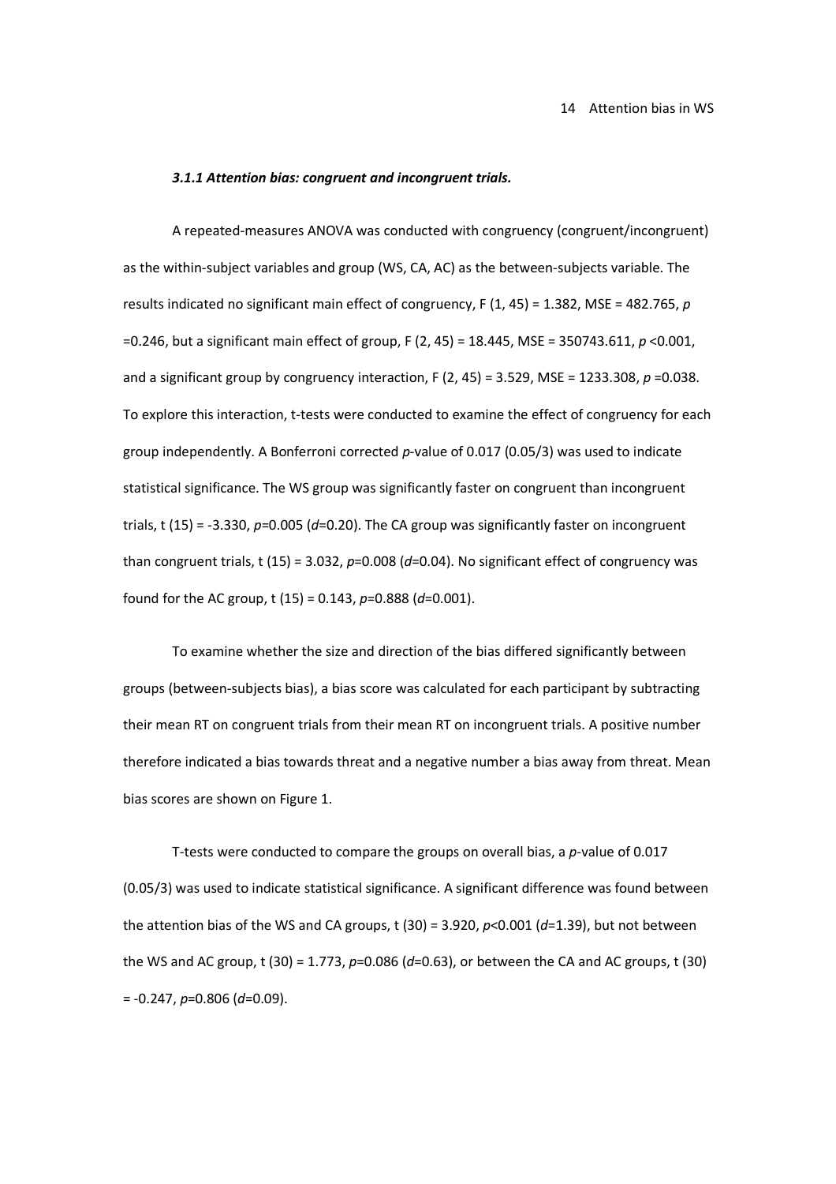### ***3.1.1 Attention bias: congruent and incongruent trials.***

A repeated-measures ANOVA was conducted with congruency (congruent/incongruent) as the within-subject variables and group (WS, CA, AC) as the between-subjects variable. The results indicated no significant main effect of congruency, $F(1, 45) = 1.382$, $MSE = 482.765$, $p = 0.246$, but a significant main effect of group, $F(2, 45) = 18.445$, $MSE = 350743.611$, $p < 0.001$, and a significant group by congruency interaction, $F(2, 45) = 3.529$, $MSE = 1233.308$, $p = 0.038$. To explore this interaction, t-tests were conducted to examine the effect of congruency for each group independently. A Bonferroni corrected *p*-value of 0.017 (0.05/3) was used to indicate statistical significance. The WS group was significantly faster on congruent than incongruent trials, $t(15) = -3.330$, $p = 0.005$ ($d = 0.20$). The CA group was significantly faster on incongruent than congruent trials, $t(15) = 3.032$, $p = 0.008$ ($d = 0.04$). No significant effect of congruency was found for the AC group, $t(15) = 0.143$, $p = 0.888$ ($d = 0.001$).

To examine whether the size and direction of the bias differed significantly between groups (between-subjects bias), a bias score was calculated for each participant by subtracting their mean RT on congruent trials from their mean RT on incongruent trials. A positive number therefore indicated a bias towards threat and a negative number a bias away from threat. Mean bias scores are shown on Figure 1.

T-tests were conducted to compare the groups on overall bias, a *p*-value of 0.017 (0.05/3) was used to indicate statistical significance. A significant difference was found between the attention bias of the WS and CA groups, $t(30) = 3.920$, $p < 0.001$ ($d = 1.39$), but not between the WS and AC group, $t(30) = 1.773$, $p = 0.086$ ($d = 0.63$), or between the CA and AC groups, $t(30) = -0.247$, $p = 0.806$ ($d = 0.09$).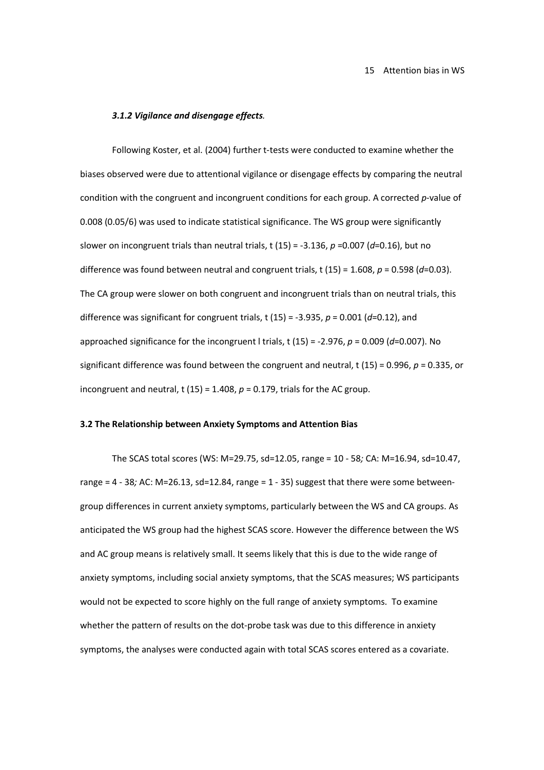#### *3.1.2 Vigilance and disengage effects.*

Following Koster, et al. (2004) further t-tests were conducted to examine whether the biases observed were due to attentional vigilance or disengage effects by comparing the neutral condition with the congruent and incongruent conditions for each group. A corrected *p*-value of 0.008 (0.05/6) was used to indicate statistical significance. The WS group were significantly slower on incongruent trials than neutral trials, t (15) = -3.136, *p* =0.007 (*d*=0.16), but no difference was found between neutral and congruent trials, t (15) = 1.608, *p* = 0.598 (*d*=0.03). The CA group were slower on both congruent and incongruent trials than on neutral trials, this difference was significant for congruent trials, t (15) = -3.935, *p* = 0.001 (*d*=0.12), and approached significance for the incongruent l trials, t (15) = -2.976, *p* = 0.009 (*d*=0.007). No significant difference was found between the congruent and neutral, t (15) = 0.996, *p* = 0.335, or incongruent and neutral, t (15) = 1.408, *p* = 0.179, trials for the AC group.

### 3.2 The Relationship between Anxiety Symptoms and Attention Bias

The SCAS total scores (WS: M=29.75, sd=12.05, range = 10 - 58*;* CA: M=16.94, sd=10.47, range = 4 - 38*;* AC: M=26.13, sd=12.84, range = 1 - 35) suggest that there were some between-group differences in current anxiety symptoms, particularly between the WS and CA groups. As anticipated the WS group had the highest SCAS score. However the difference between the WS and AC group means is relatively small. It seems likely that this is due to the wide range of anxiety symptoms, including social anxiety symptoms, that the SCAS measures; WS participants would not be expected to score highly on the full range of anxiety symptoms. To examine whether the pattern of results on the dot-probe task was due to this difference in anxiety symptoms, the analyses were conducted again with total SCAS scores entered as a covariate.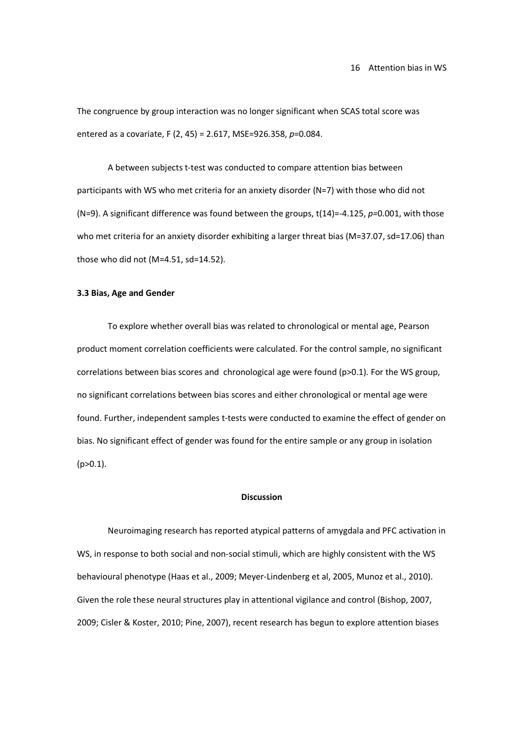The congruence by group interaction was no longer significant when SCAS total score was entered as a covariate, $F(2, 45) = 2.617$, $MSE=926.358$, $p=0.084$.

A between subjects t-test was conducted to compare attention bias between participants with WS who met criteria for an anxiety disorder (N=7) with those who did not (N=9). A significant difference was found between the groups, $t(14)=-4.125$, $p=0.001$, with those who met criteria for an anxiety disorder exhibiting a larger threat bias ($M=37.07$, $sd=17.06$) than those who did not ($M=4.51$, $sd=14.52$).

### 3.3 Bias, Age and Gender

To explore whether overall bias was related to chronological or mental age, Pearson product moment correlation coefficients were calculated. For the control sample, no significant correlations between bias scores and chronological age were found ($p>0.1$). For the WS group, no significant correlations between bias scores and either chronological or mental age were found. Further, independent samples t-tests were conducted to examine the effect of gender on bias. No significant effect of gender was found for the entire sample or any group in isolation ($p>0.1$).

## Discussion

Neuroimaging research has reported atypical patterns of amygdala and PFC activation in WS, in response to both social and non-social stimuli, which are highly consistent with the WS behavioural phenotype (Haas et al., 2009; Meyer-Lindenberg et al, 2005, Munoz et al., 2010). Given the role these neural structures play in attentional vigilance and control (Bishop, 2007, 2009; Cisler & Koster, 2010; Pine, 2007), recent research has begun to explore attention biases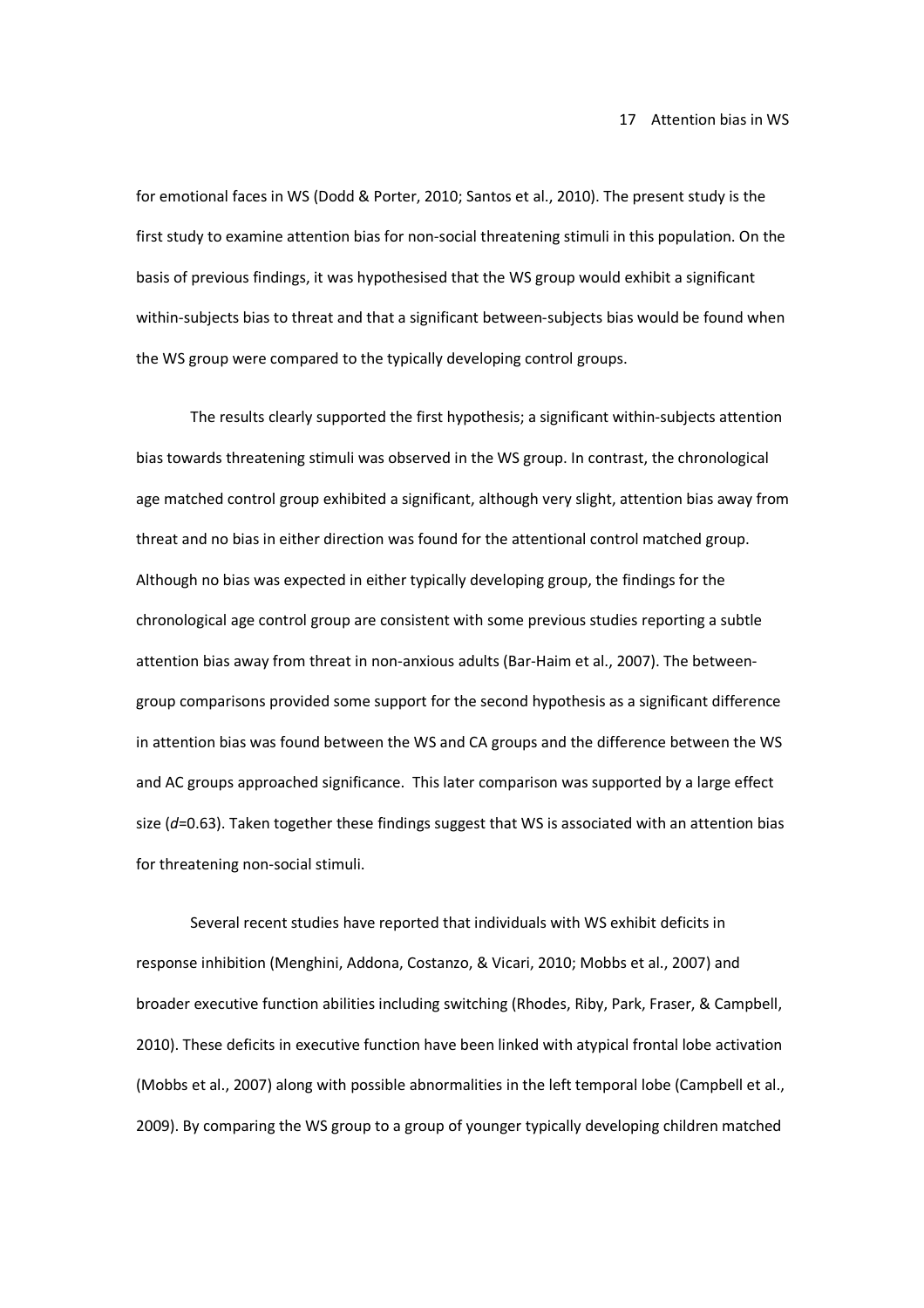for emotional faces in WS (Dodd & Porter, 2010; Santos et al., 2010). The present study is the first study to examine attention bias for non-social threatening stimuli in this population. On the basis of previous findings, it was hypothesised that the WS group would exhibit a significant within-subjects bias to threat and that a significant between-subjects bias would be found when the WS group were compared to the typically developing control groups.

The results clearly supported the first hypothesis; a significant within-subjects attention bias towards threatening stimuli was observed in the WS group. In contrast, the chronological age matched control group exhibited a significant, although very slight, attention bias away from threat and no bias in either direction was found for the attentional control matched group. Although no bias was expected in either typically developing group, the findings for the chronological age control group are consistent with some previous studies reporting a subtle attention bias away from threat in non-anxious adults (Bar-Haim et al., 2007). The between-group comparisons provided some support for the second hypothesis as a significant difference in attention bias was found between the WS and CA groups and the difference between the WS and AC groups approached significance. This later comparison was supported by a large effect size ($d$=0.63). Taken together these findings suggest that WS is associated with an attention bias for threatening non-social stimuli.

Several recent studies have reported that individuals with WS exhibit deficits in response inhibition (Menghini, Addona, Costanzo, & Vicari, 2010; Mobbs et al., 2007) and broader executive function abilities including switching (Rhodes, Riby, Park, Fraser, & Campbell, 2010). These deficits in executive function have been linked with atypical frontal lobe activation (Mobbs et al., 2007) along with possible abnormalities in the left temporal lobe (Campbell et al., 2009). By comparing the WS group to a group of younger typically developing children matched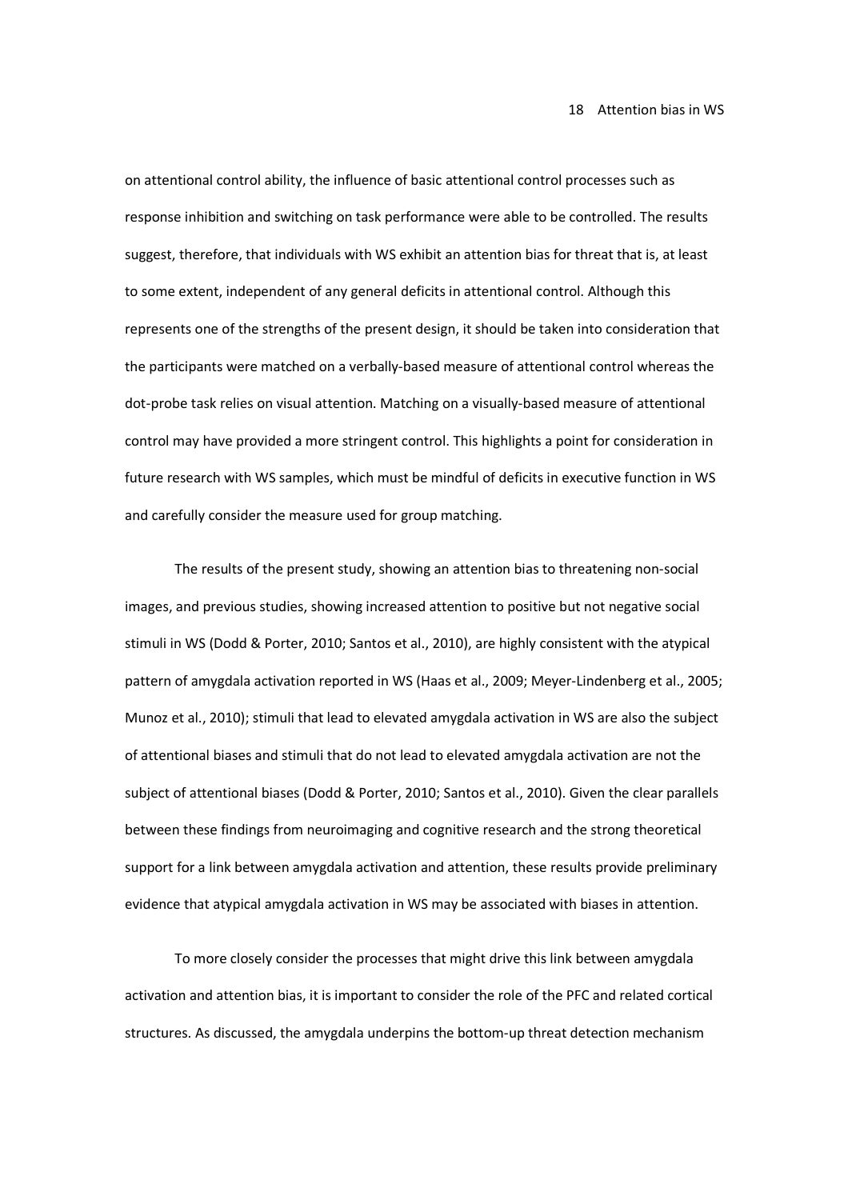on attentional control ability, the influence of basic attentional control processes such as response inhibition and switching on task performance were able to be controlled. The results suggest, therefore, that individuals with WS exhibit an attention bias for threat that is, at least to some extent, independent of any general deficits in attentional control. Although this represents one of the strengths of the present design, it should be taken into consideration that the participants were matched on a verbally-based measure of attentional control whereas the dot-probe task relies on visual attention. Matching on a visually-based measure of attentional control may have provided a more stringent control. This highlights a point for consideration in future research with WS samples, which must be mindful of deficits in executive function in WS and carefully consider the measure used for group matching.

The results of the present study, showing an attention bias to threatening non-social images, and previous studies, showing increased attention to positive but not negative social stimuli in WS (Dodd & Porter, 2010; Santos et al., 2010), are highly consistent with the atypical pattern of amygdala activation reported in WS (Haas et al., 2009; Meyer-Lindenberg et al., 2005; Munoz et al., 2010); stimuli that lead to elevated amygdala activation in WS are also the subject of attentional biases and stimuli that do not lead to elevated amygdala activation are not the subject of attentional biases (Dodd & Porter, 2010; Santos et al., 2010). Given the clear parallels between these findings from neuroimaging and cognitive research and the strong theoretical support for a link between amygdala activation and attention, these results provide preliminary evidence that atypical amygdala activation in WS may be associated with biases in attention.

To more closely consider the processes that might drive this link between amygdala activation and attention bias, it is important to consider the role of the PFC and related cortical structures. As discussed, the amygdala underpins the bottom-up threat detection mechanism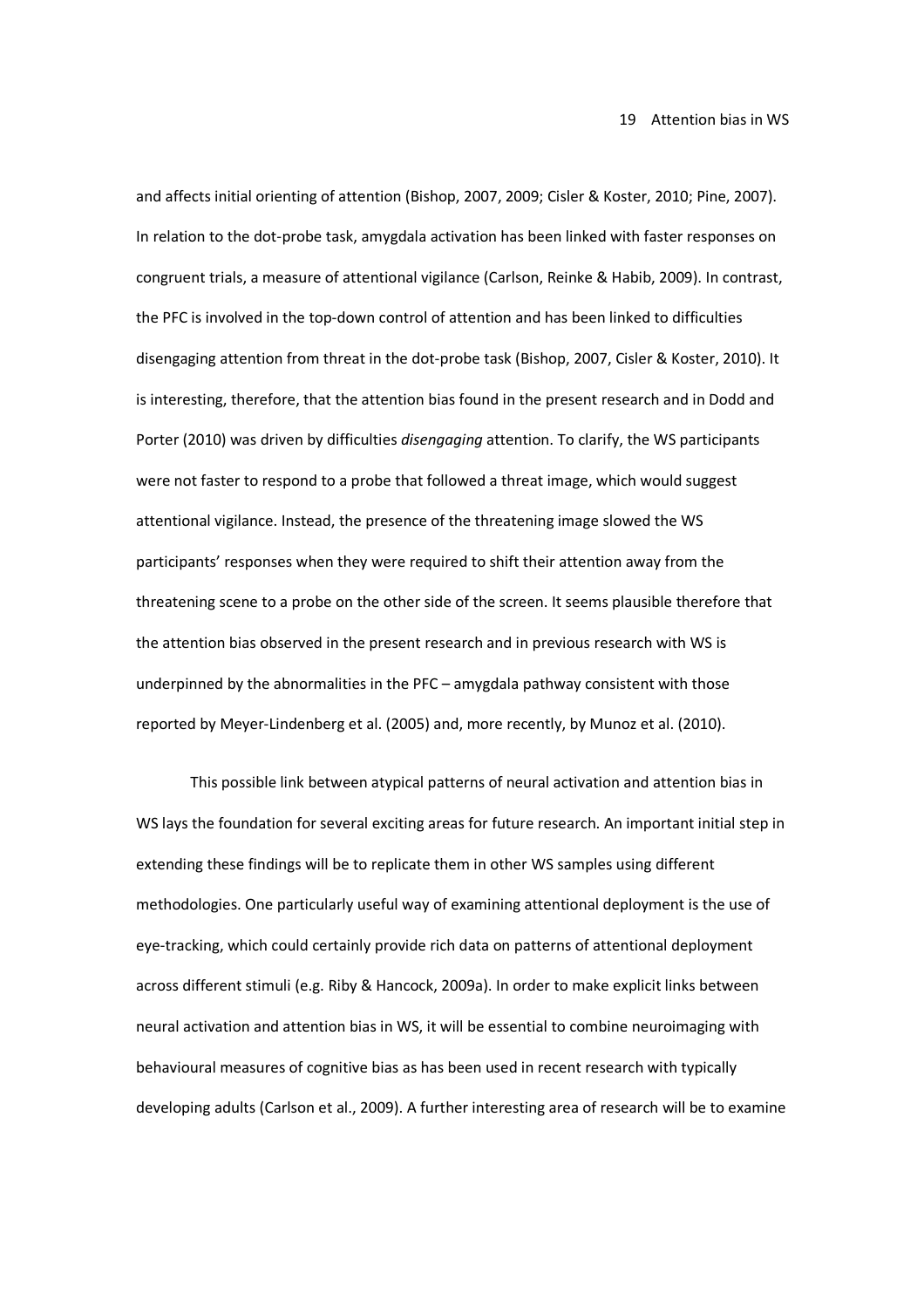and affects initial orienting of attention (Bishop, 2007, 2009; Cisler & Koster, 2010; Pine, 2007). In relation to the dot-probe task, amygdala activation has been linked with faster responses on congruent trials, a measure of attentional vigilance (Carlson, Reinke & Habib, 2009). In contrast, the PFC is involved in the top-down control of attention and has been linked to difficulties disengaging attention from threat in the dot-probe task (Bishop, 2007, Cisler & Koster, 2010). It is interesting, therefore, that the attention bias found in the present research and in Dodd and Porter (2010) was driven by difficulties *disengaging* attention. To clarify, the WS participants were not faster to respond to a probe that followed a threat image, which would suggest attentional vigilance. Instead, the presence of the threatening image slowed the WS participants' responses when they were required to shift their attention away from the threatening scene to a probe on the other side of the screen. It seems plausible therefore that the attention bias observed in the present research and in previous research with WS is underpinned by the abnormalities in the PFC – amygdala pathway consistent with those reported by Meyer-Lindenberg et al. (2005) and, more recently, by Munoz et al. (2010).

This possible link between atypical patterns of neural activation and attention bias in WS lays the foundation for several exciting areas for future research. An important initial step in extending these findings will be to replicate them in other WS samples using different methodologies. One particularly useful way of examining attentional deployment is the use of eye-tracking, which could certainly provide rich data on patterns of attentional deployment across different stimuli (e.g. Riby & Hancock, 2009a). In order to make explicit links between neural activation and attention bias in WS, it will be essential to combine neuroimaging with behavioural measures of cognitive bias as has been used in recent research with typically developing adults (Carlson et al., 2009). A further interesting area of research will be to examine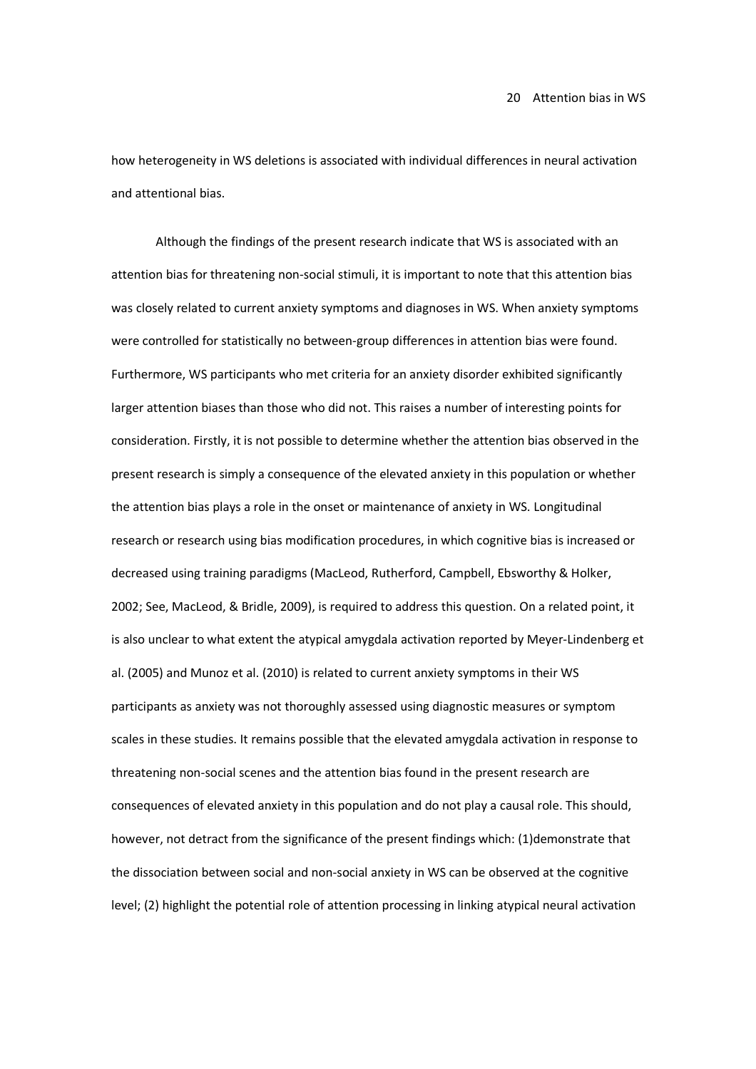how heterogeneity in WS deletions is associated with individual differences in neural activation and attentional bias.

Although the findings of the present research indicate that WS is associated with an attention bias for threatening non-social stimuli, it is important to note that this attention bias was closely related to current anxiety symptoms and diagnoses in WS. When anxiety symptoms were controlled for statistically no between-group differences in attention bias were found. Furthermore, WS participants who met criteria for an anxiety disorder exhibited significantly larger attention biases than those who did not. This raises a number of interesting points for consideration. Firstly, it is not possible to determine whether the attention bias observed in the present research is simply a consequence of the elevated anxiety in this population or whether the attention bias plays a role in the onset or maintenance of anxiety in WS. Longitudinal research or research using bias modification procedures, in which cognitive bias is increased or decreased using training paradigms (MacLeod, Rutherford, Campbell, Ebsworthy & Holker, 2002; See, MacLeod, & Bridle, 2009), is required to address this question. On a related point, it is also unclear to what extent the atypical amygdala activation reported by Meyer-Lindenberg et al. (2005) and Munoz et al. (2010) is related to current anxiety symptoms in their WS participants as anxiety was not thoroughly assessed using diagnostic measures or symptom scales in these studies. It remains possible that the elevated amygdala activation in response to threatening non-social scenes and the attention bias found in the present research are consequences of elevated anxiety in this population and do not play a causal role. This should, however, not detract from the significance of the present findings which: (1)demonstrate that the dissociation between social and non-social anxiety in WS can be observed at the cognitive level; (2) highlight the potential role of attention processing in linking atypical neural activation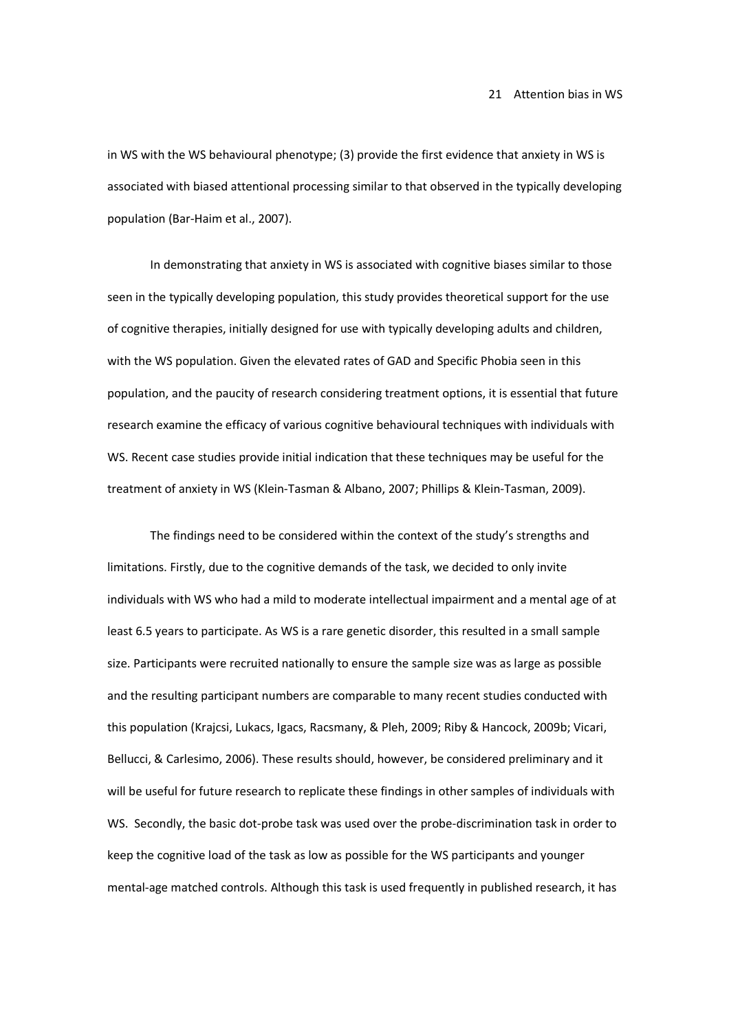in WS with the WS behavioural phenotype; (3) provide the first evidence that anxiety in WS is associated with biased attentional processing similar to that observed in the typically developing population (Bar-Haim et al., 2007).

In demonstrating that anxiety in WS is associated with cognitive biases similar to those seen in the typically developing population, this study provides theoretical support for the use of cognitive therapies, initially designed for use with typically developing adults and children, with the WS population. Given the elevated rates of GAD and Specific Phobia seen in this population, and the paucity of research considering treatment options, it is essential that future research examine the efficacy of various cognitive behavioural techniques with individuals with WS. Recent case studies provide initial indication that these techniques may be useful for the treatment of anxiety in WS (Klein-Tasman & Albano, 2007; Phillips & Klein-Tasman, 2009).

The findings need to be considered within the context of the study's strengths and limitations. Firstly, due to the cognitive demands of the task, we decided to only invite individuals with WS who had a mild to moderate intellectual impairment and a mental age of at least 6.5 years to participate. As WS is a rare genetic disorder, this resulted in a small sample size. Participants were recruited nationally to ensure the sample size was as large as possible and the resulting participant numbers are comparable to many recent studies conducted with this population (Krajcsi, Lukacs, Igacs, Racsmany, & Pleh, 2009; Riby & Hancock, 2009b; Vicari, Bellucci, & Carlesimo, 2006). These results should, however, be considered preliminary and it will be useful for future research to replicate these findings in other samples of individuals with WS. Secondly, the basic dot-probe task was used over the probe-discrimination task in order to keep the cognitive load of the task as low as possible for the WS participants and younger mental-age matched controls. Although this task is used frequently in published research, it has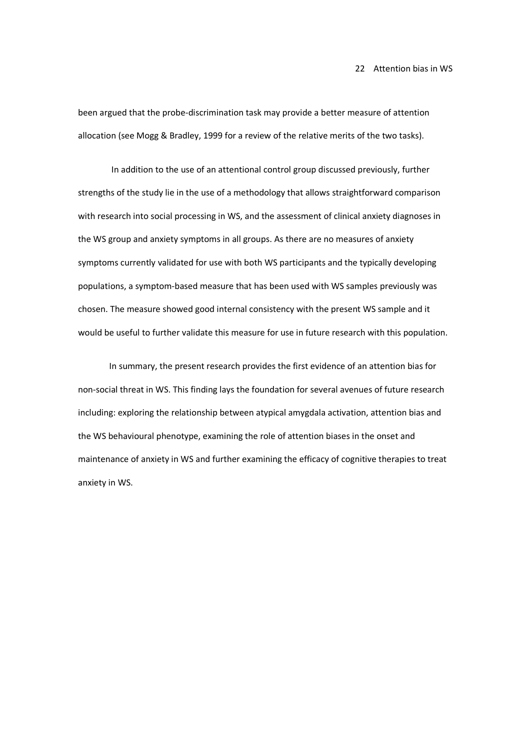been argued that the probe-discrimination task may provide a better measure of attention allocation (see Mogg & Bradley, 1999 for a review of the relative merits of the two tasks).

In addition to the use of an attentional control group discussed previously, further strengths of the study lie in the use of a methodology that allows straightforward comparison with research into social processing in WS, and the assessment of clinical anxiety diagnoses in the WS group and anxiety symptoms in all groups. As there are no measures of anxiety symptoms currently validated for use with both WS participants and the typically developing populations, a symptom-based measure that has been used with WS samples previously was chosen. The measure showed good internal consistency with the present WS sample and it would be useful to further validate this measure for use in future research with this population.

In summary, the present research provides the first evidence of an attention bias for non-social threat in WS. This finding lays the foundation for several avenues of future research including: exploring the relationship between atypical amygdala activation, attention bias and the WS behavioural phenotype, examining the role of attention biases in the onset and maintenance of anxiety in WS and further examining the efficacy of cognitive therapies to treat anxiety in WS.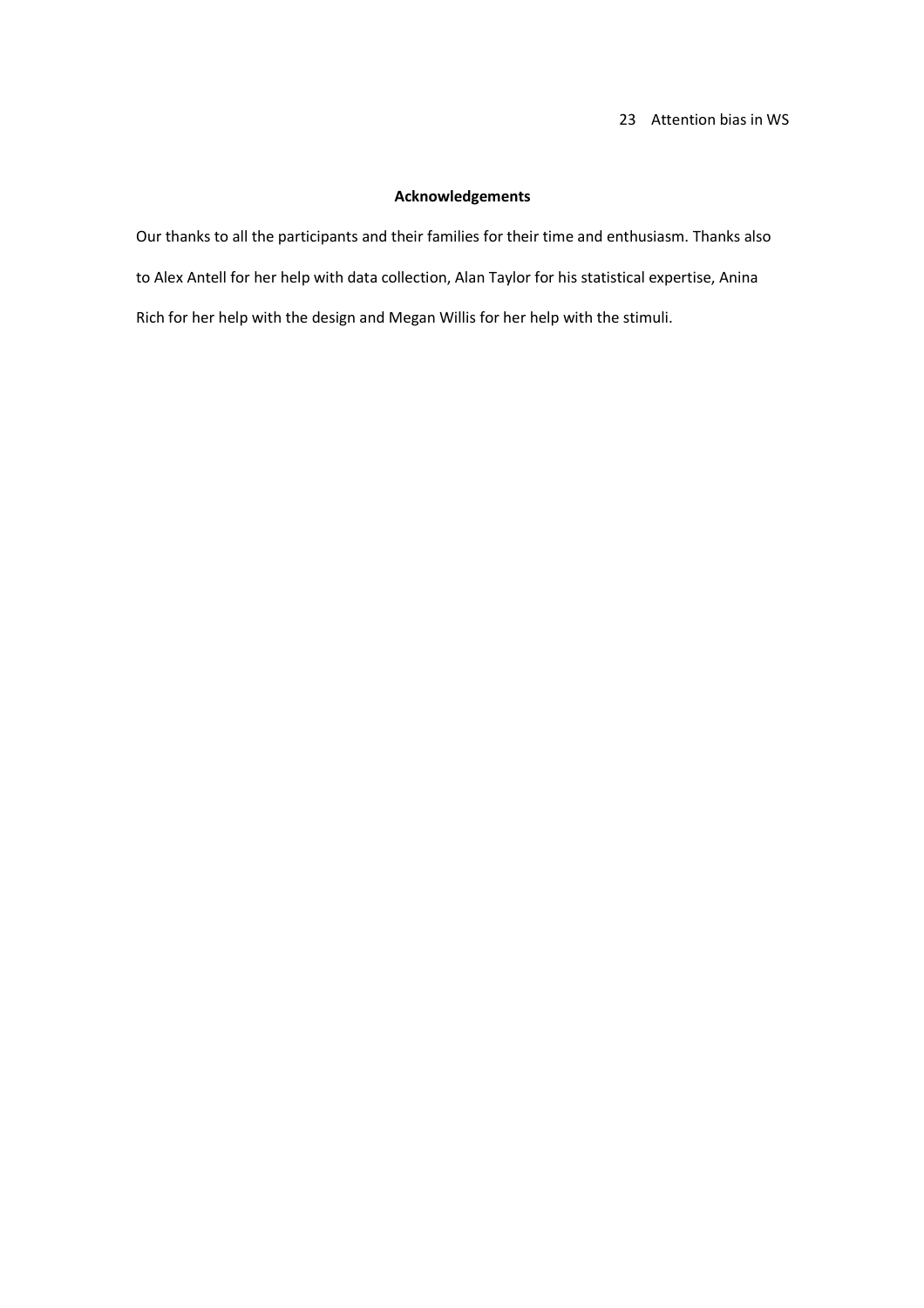## Acknowledgements

Our thanks to all the participants and their families for their time and enthusiasm. Thanks also to Alex Antell for her help with data collection, Alan Taylor for his statistical expertise, Anina Rich for her help with the design and Megan Willis for her help with the stimuli.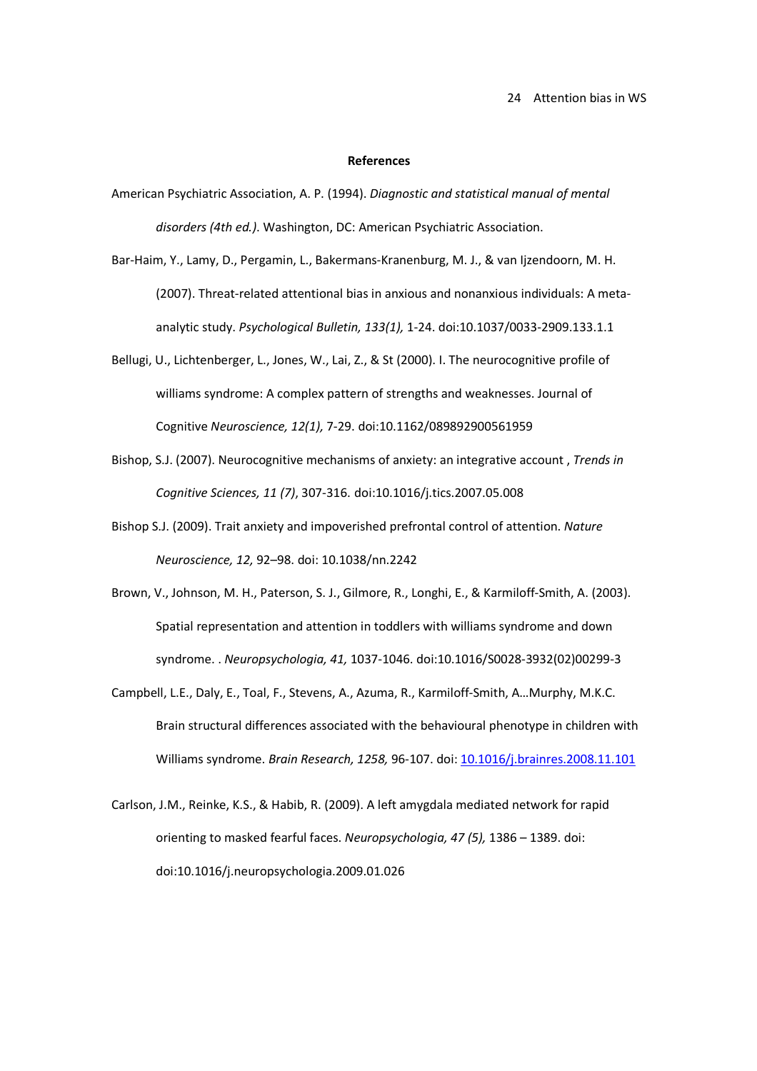**References**

American Psychiatric Association, A. P. (1994). *Diagnostic and statistical manual of mental disorders (4th ed.)*. Washington, DC: American Psychiatric Association.

Bar-Haim, Y., Lamy, D., Pergamin, L., Bakermans-Kranenburg, M. J., & van Ijzendoorn, M. H. (2007). Threat-related attentional bias in anxious and nonanxious individuals: A meta-analytic study. *Psychological Bulletin, 133(1),* 1-24. doi:10.1037/0033-2909.133.1.1

Bellugi, U., Lichtenberger, L., Jones, W., Lai, Z., & St (2000). I. The neurocognitive profile of williams syndrome: A complex pattern of strengths and weaknesses. Journal of Cognitive *Neuroscience, 12(1),* 7-29. doi:10.1162/089892900561959

Bishop, S.J. (2007). Neurocognitive mechanisms of anxiety: an integrative account , *Trends in Cognitive Sciences, 11 (7)*, 307-316. doi:10.1016/j.tics.2007.05.008

Bishop S.J. (2009). Trait anxiety and impoverished prefrontal control of attention. *Nature Neuroscience, 12,* 92–98. doi: 10.1038/nn.2242

Brown, V., Johnson, M. H., Paterson, S. J., Gilmore, R., Longhi, E., & Karmiloff-Smith, A. (2003). Spatial representation and attention in toddlers with williams syndrome and down syndrome. . *Neuropsychologia, 41,* 1037-1046. doi:10.1016/S0028-3932(02)00299-3

Campbell, L.E., Daly, E., Toal, F., Stevens, A., Azuma, R., Karmiloff-Smith, A…Murphy, M.K.C. Brain structural differences associated with the behavioural phenotype in children with Williams syndrome. *Brain Research, 1258,* 96-107. doi: 10.1016/j.brainres.2008.11.101

Carlson, J.M., Reinke, K.S., & Habib, R. (2009). A left amygdala mediated network for rapid orienting to masked fearful faces. *Neuropsychologia, 47 (5),* 1386 – 1389. doi: doi:10.1016/j.neuropsychologia.2009.01.026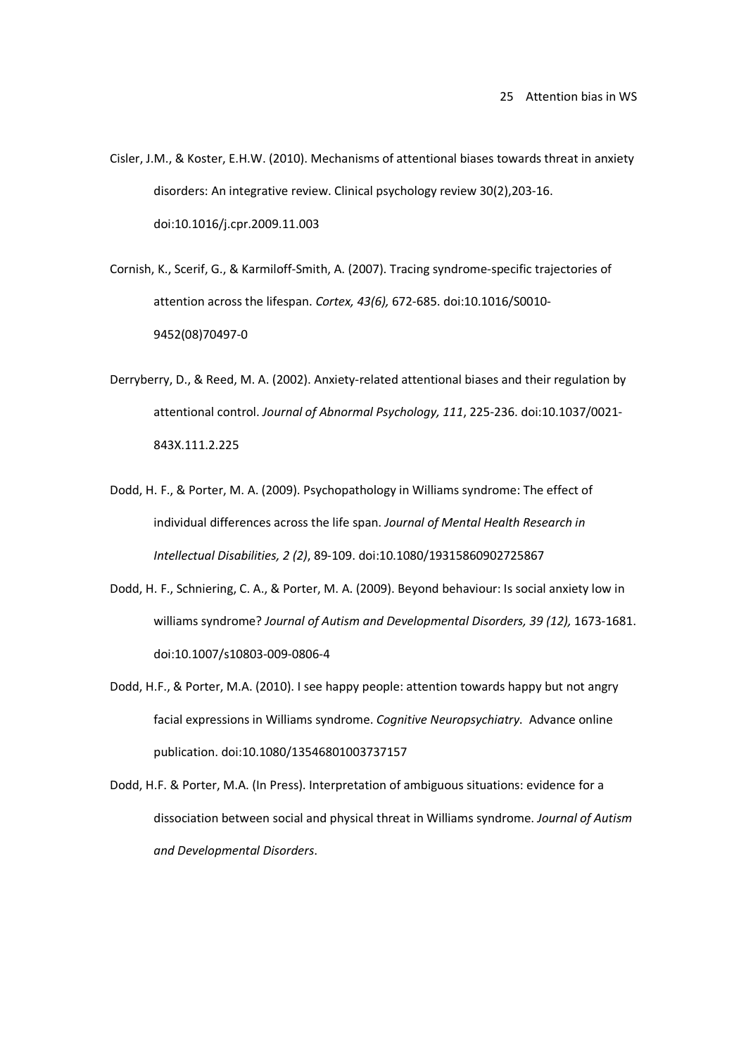Cisler, J.M., & Koster, E.H.W. (2010). Mechanisms of attentional biases towards threat in anxiety disorders: An integrative review. Clinical psychology review 30(2),203-16. doi:10.1016/j.cpr.2009.11.003

Cornish, K., Scerif, G., & Karmiloff-Smith, A. (2007). Tracing syndrome-specific trajectories of attention across the lifespan. *Cortex, 43(6),* 672-685. doi:10.1016/S0010-9452(08)70497-0

Derryberry, D., & Reed, M. A. (2002). Anxiety-related attentional biases and their regulation by attentional control. *Journal of Abnormal Psychology, 111*, 225-236. doi:10.1037/0021-843X.111.2.225

Dodd, H. F., & Porter, M. A. (2009). Psychopathology in Williams syndrome: The effect of individual differences across the life span. *Journal of Mental Health Research in Intellectual Disabilities, 2 (2)*, 89-109. doi:10.1080/19315860902725867

Dodd, H. F., Schniering, C. A., & Porter, M. A. (2009). Beyond behaviour: Is social anxiety low in williams syndrome? *Journal of Autism and Developmental Disorders, 39 (12),* 1673-1681. doi:10.1007/s10803-009-0806-4

Dodd, H.F., & Porter, M.A. (2010). I see happy people: attention towards happy but not angry facial expressions in Williams syndrome. *Cognitive Neuropsychiatry.* Advance online publication. doi:10.1080/13546801003737157

Dodd, H.F. & Porter, M.A. (In Press). Interpretation of ambiguous situations: evidence for a dissociation between social and physical threat in Williams syndrome. *Journal of Autism and Developmental Disorders.*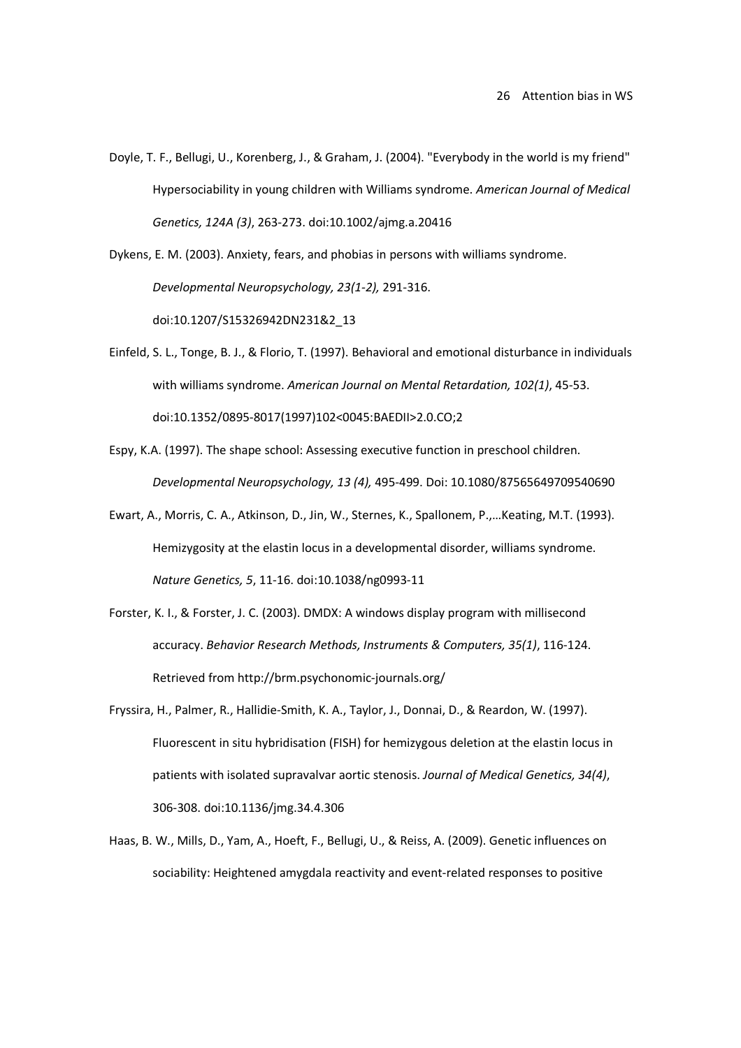Doyle, T. F., Bellugi, U., Korenberg, J., & Graham, J. (2004). "Everybody in the world is my friend" Hypersociability in young children with Williams syndrome. *American Journal of Medical Genetics, 124A (3)*, 263-273. doi:10.1002/ajmg.a.20416

Dykens, E. M. (2003). Anxiety, fears, and phobias in persons with williams syndrome. *Developmental Neuropsychology, 23(1-2),* 291-316. doi:10.1207/S15326942DN231&2_13

Einfeld, S. L., Tonge, B. J., & Florio, T. (1997). Behavioral and emotional disturbance in individuals with williams syndrome. *American Journal on Mental Retardation, 102(1)*, 45-53. doi:10.1352/0895-8017(1997)102<0045:BAEDII>2.0.CO;2

Espy, K.A. (1997). The shape school: Assessing executive function in preschool children. *Developmental Neuropsychology, 13 (4),* 495-499. Doi: 10.1080/87565649709540690

Ewart, A., Morris, C. A., Atkinson, D., Jin, W., Sternes, K., Spallonem, P.,…Keating, M.T. (1993). Hemizygosity at the elastin locus in a developmental disorder, williams syndrome. *Nature Genetics, 5*, 11-16. doi:10.1038/ng0993-11

Forster, K. I., & Forster, J. C. (2003). DMDX: A windows display program with millisecond accuracy. *Behavior Research Methods, Instruments & Computers, 35(1)*, 116-124. Retrieved from http://brm.psychonomic-journals.org/

Fryssira, H., Palmer, R., Hallidie-Smith, K. A., Taylor, J., Donnai, D., & Reardon, W. (1997). Fluorescent in situ hybridisation (FISH) for hemizygous deletion at the elastin locus in patients with isolated supravalvar aortic stenosis. *Journal of Medical Genetics, 34(4)*, 306-308. doi:10.1136/jmg.34.4.306

Haas, B. W., Mills, D., Yam, A., Hoeft, F., Bellugi, U., & Reiss, A. (2009). Genetic influences on sociability: Heightened amygdala reactivity and event-related responses to positive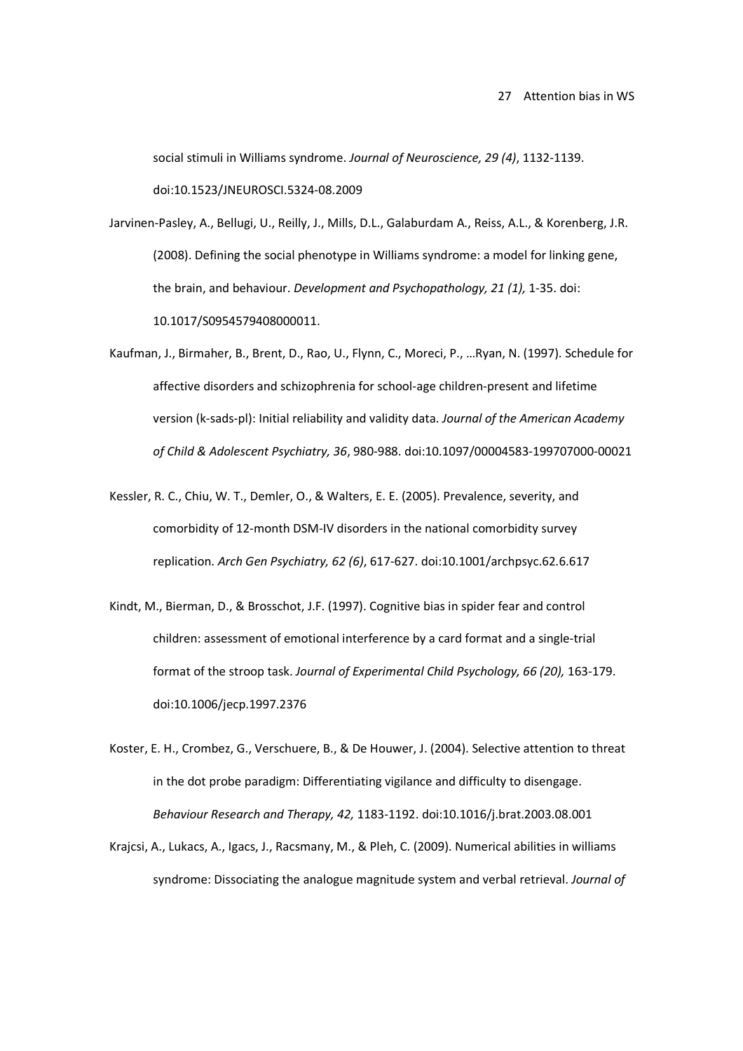social stimuli in Williams syndrome. *Journal of Neuroscience, 29 (4)*, 1132-1139. doi:10.1523/JNEUROSCI.5324-08.2009

Jarvinen-Pasley, A., Bellugi, U., Reilly, J., Mills, D.L., Galaburdam A., Reiss, A.L., & Korenberg, J.R. (2008). Defining the social phenotype in Williams syndrome: a model for linking gene, the brain, and behaviour. *Development and Psychopathology, 21 (1),* 1-35. doi: 10.1017/S0954579408000011.

Kaufman, J., Birmaher, B., Brent, D., Rao, U., Flynn, C., Moreci, P., …Ryan, N. (1997). Schedule for affective disorders and schizophrenia for school-age children-present and lifetime version (k-sads-pl): Initial reliability and validity data. *Journal of the American Academy of Child & Adolescent Psychiatry, 36*, 980-988. doi:10.1097/00004583-199707000-00021

Kessler, R. C., Chiu, W. T., Demler, O., & Walters, E. E. (2005). Prevalence, severity, and comorbidity of 12-month DSM-IV disorders in the national comorbidity survey replication. *Arch Gen Psychiatry, 62 (6)*, 617-627. doi:10.1001/archpsyc.62.6.617

Kindt, M., Bierman, D., & Brosschot, J.F. (1997). Cognitive bias in spider fear and control children: assessment of emotional interference by a card format and a single-trial format of the stroop task. *Journal of Experimental Child Psychology, 66 (20),* 163-179. doi:10.1006/jecp.1997.2376

Koster, E. H., Crombez, G., Verschuere, B., & De Houwer, J. (2004). Selective attention to threat in the dot probe paradigm: Differentiating vigilance and difficulty to disengage. *Behaviour Research and Therapy, 42,* 1183-1192. doi:10.1016/j.brat.2003.08.001

Krajcsi, A., Lukacs, A., Igacs, J., Racsmany, M., & Pleh, C. (2009). Numerical abilities in williams syndrome: Dissociating the analogue magnitude system and verbal retrieval. *Journal of*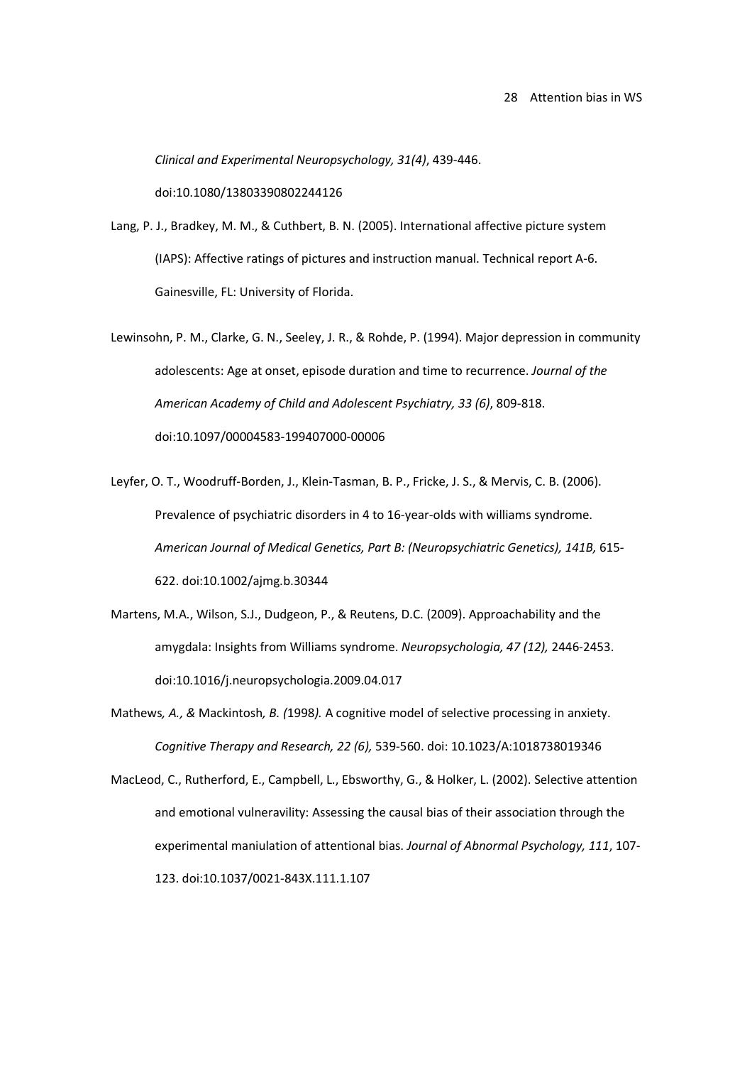*Clinical and Experimental Neuropsychology, 31(4)*, 439-446. doi:10.1080/13803390802244126

Lang, P. J., Bradkey, M. M., & Cuthbert, B. N. (2005). International affective picture system (IAPS): Affective ratings of pictures and instruction manual. Technical report A-6. Gainesville, FL: University of Florida.

Lewinsohn, P. M., Clarke, G. N., Seeley, J. R., & Rohde, P. (1994). Major depression in community adolescents: Age at onset, episode duration and time to recurrence. *Journal of the American Academy of Child and Adolescent Psychiatry, 33 (6)*, 809-818. doi:10.1097/00004583-199407000-00006

Leyfer, O. T., Woodruff-Borden, J., Klein-Tasman, B. P., Fricke, J. S., & Mervis, C. B. (2006). Prevalence of psychiatric disorders in 4 to 16-year-olds with williams syndrome. *American Journal of Medical Genetics, Part B: (Neuropsychiatric Genetics), 141B,* 615-622. doi:10.1002/ajmg.b.30344

Martens, M.A., Wilson, S.J., Dudgeon, P., & Reutens, D.C. (2009). Approachability and the amygdala: Insights from Williams syndrome. *Neuropsychologia, 47 (12),* 2446-2453. doi:10.1016/j.neuropsychologia.2009.04.017

Mathews*, A., &* Mackintosh*, B. (*1998*).* A cognitive model of selective processing in anxiety. *Cognitive Therapy and Research, 22 (6),* 539-560. doi: 10.1023/A:1018738019346

MacLeod, C., Rutherford, E., Campbell, L., Ebsworthy, G., & Holker, L. (2002). Selective attention and emotional vulneravility: Assessing the causal bias of their association through the experimental maniulation of attentional bias. *Journal of Abnormal Psychology, 111*, 107-123. doi:10.1037/0021-843X.111.1.107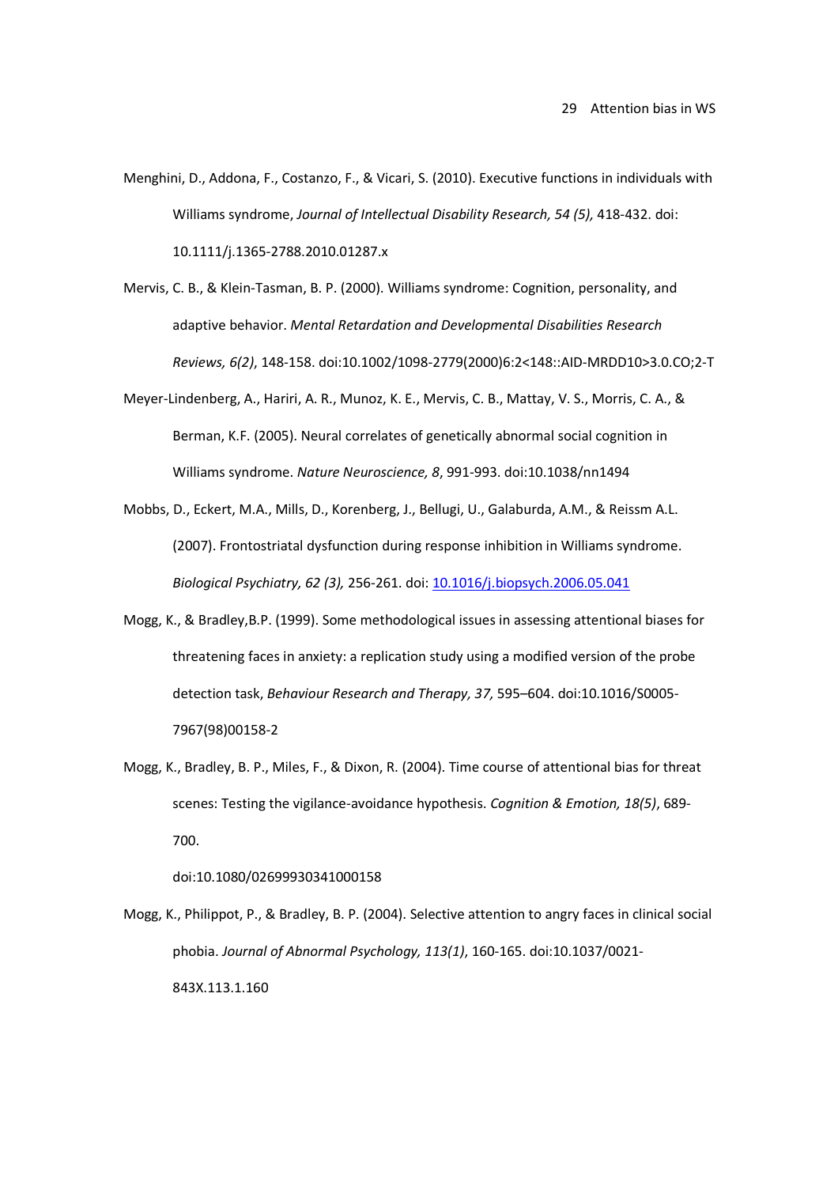Menghini, D., Addona, F., Costanzo, F., & Vicari, S. (2010). Executive functions in individuals with Williams syndrome, *Journal of Intellectual Disability Research, 54 (5),* 418-432. doi: 10.1111/j.1365-2788.2010.01287.x

Mervis, C. B., & Klein-Tasman, B. P. (2000). Williams syndrome: Cognition, personality, and adaptive behavior. *Mental Retardation and Developmental Disabilities Research Reviews, 6(2)*, 148-158. doi:10.1002/1098-2779(2000)6:2<148::AID-MRDD10>3.0.CO;2-T

Meyer-Lindenberg, A., Hariri, A. R., Munoz, K. E., Mervis, C. B., Mattay, V. S., Morris, C. A., & Berman, K.F. (2005). Neural correlates of genetically abnormal social cognition in Williams syndrome. *Nature Neuroscience, 8*, 991-993. doi:10.1038/nn1494

Mobbs, D., Eckert, M.A., Mills, D., Korenberg, J., Bellugi, U., Galaburda, A.M., & Reissm A.L. (2007). Frontostriatal dysfunction during response inhibition in Williams syndrome. *Biological Psychiatry, 62 (3),* 256-261. doi: 10.1016/j.biopsych.2006.05.041

Mogg, K., & Bradley,B.P. (1999). Some methodological issues in assessing attentional biases for threatening faces in anxiety: a replication study using a modified version of the probe detection task, *Behaviour Research and Therapy, 37,* 595–604. doi:10.1016/S0005-7967(98)00158-2

Mogg, K., Bradley, B. P., Miles, F., & Dixon, R. (2004). Time course of attentional bias for threat scenes: Testing the vigilance-avoidance hypothesis. *Cognition & Emotion, 18(5)*, 689-700.

doi:10.1080/02699930341000158

Mogg, K., Philippot, P., & Bradley, B. P. (2004). Selective attention to angry faces in clinical social phobia. *Journal of Abnormal Psychology, 113(1)*, 160-165. doi:10.1037/0021-843X.113.1.160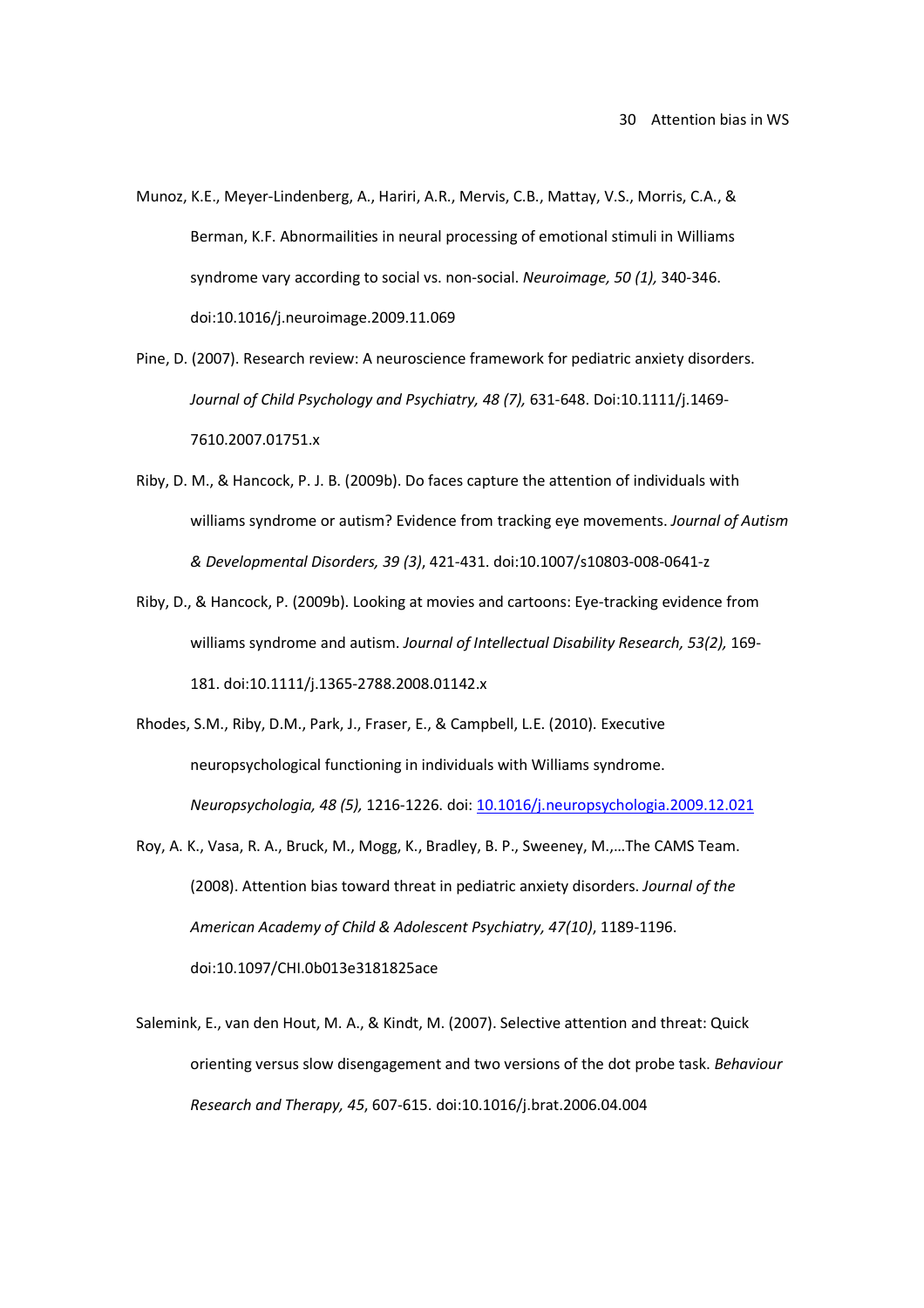Munoz, K.E., Meyer-Lindenberg, A., Hariri, A.R., Mervis, C.B., Mattay, V.S., Morris, C.A., & Berman, K.F. Abnormailities in neural processing of emotional stimuli in Williams syndrome vary according to social vs. non-social. *Neuroimage, 50 (1),* 340-346. doi:10.1016/j.neuroimage.2009.11.069

Pine, D. (2007). Research review: A neuroscience framework for pediatric anxiety disorders. *Journal of Child Psychology and Psychiatry, 48 (7),* 631-648. Doi:10.1111/j.1469-7610.2007.01751.x

Riby, D. M., & Hancock, P. J. B. (2009b). Do faces capture the attention of individuals with williams syndrome or autism? Evidence from tracking eye movements. *Journal of Autism & Developmental Disorders, 39 (3)*, 421-431. doi:10.1007/s10803-008-0641-z

Riby, D., & Hancock, P. (2009b). Looking at movies and cartoons: Eye-tracking evidence from williams syndrome and autism. *Journal of Intellectual Disability Research, 53(2),* 169-181. doi:10.1111/j.1365-2788.2008.01142.x

Rhodes, S.M., Riby, D.M., Park, J., Fraser, E., & Campbell, L.E. (2010). Executive neuropsychological functioning in individuals with Williams syndrome. *Neuropsychologia, 48 (5),* 1216-1226. doi: [10.1016/j.neuropsychologia.2009.12.021](https://doi.org/10.1016/j.neuropsychologia.2009.12.021)

Roy, A. K., Vasa, R. A., Bruck, M., Mogg, K., Bradley, B. P., Sweeney, M.,…The CAMS Team. (2008). Attention bias toward threat in pediatric anxiety disorders. *Journal of the American Academy of Child & Adolescent Psychiatry, 47(10)*, 1189-1196. doi:10.1097/CHI.0b013e3181825ace

Salemink, E., van den Hout, M. A., & Kindt, M. (2007). Selective attention and threat: Quick orienting versus slow disengagement and two versions of the dot probe task. *Behaviour Research and Therapy, 45*, 607-615. doi:10.1016/j.brat.2006.04.004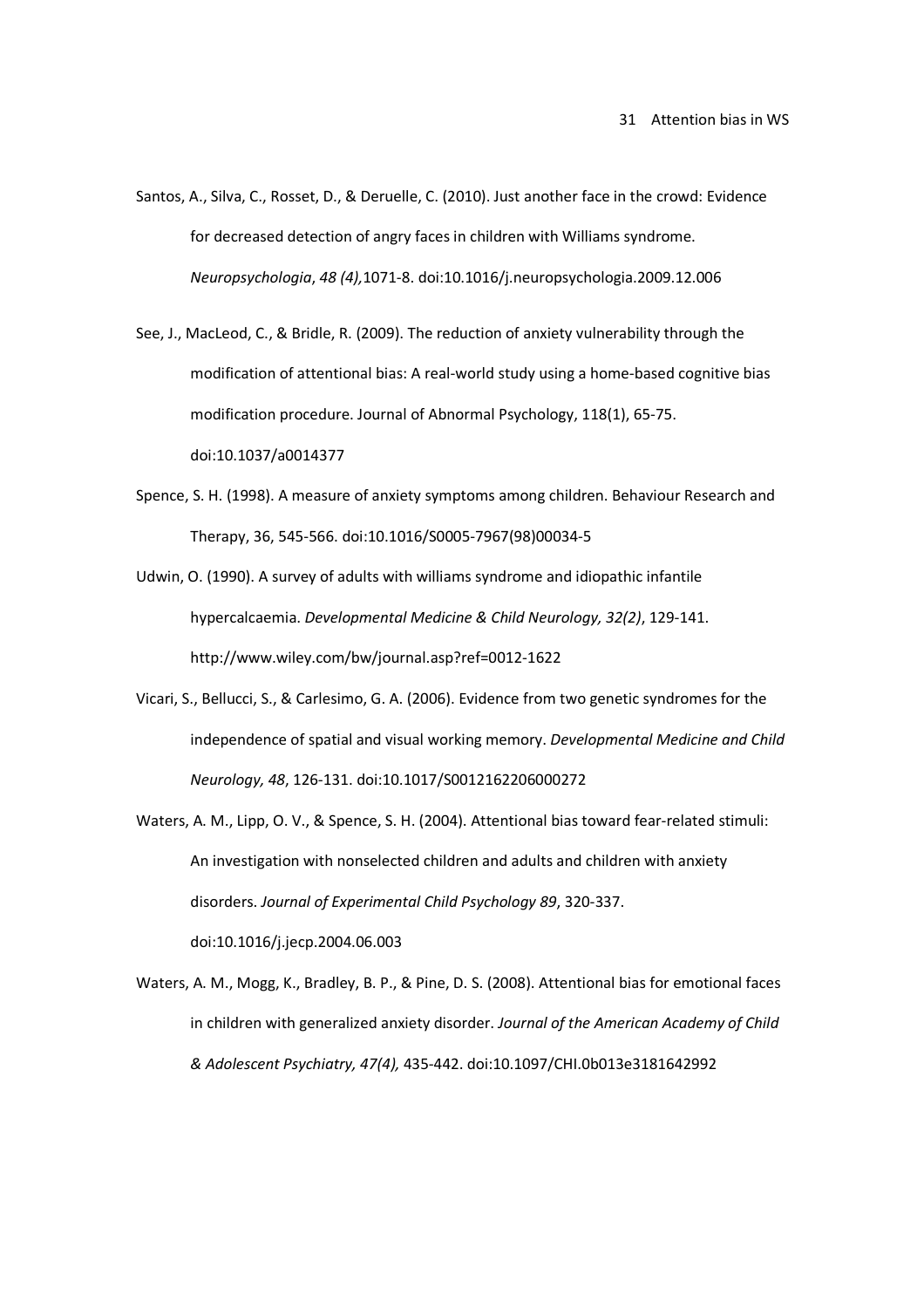Santos, A., Silva, C., Rosset, D., & Deruelle, C. (2010). Just another face in the crowd: Evidence for decreased detection of angry faces in children with Williams syndrome. *Neuropsychologia*, *48 (4),*1071-8. doi:10.1016/j.neuropsychologia.2009.12.006

See, J., MacLeod, C., & Bridle, R. (2009). The reduction of anxiety vulnerability through the modification of attentional bias: A real-world study using a home-based cognitive bias modification procedure. Journal of Abnormal Psychology, 118(1), 65-75. doi:10.1037/a0014377

Spence, S. H. (1998). A measure of anxiety symptoms among children. Behaviour Research and Therapy, 36, 545-566. doi:10.1016/S0005-7967(98)00034-5

Udwin, O. (1990). A survey of adults with williams syndrome and idiopathic infantile hypercalcaemia. *Developmental Medicine & Child Neurology, 32(2)*, 129-141. http://www.wiley.com/bw/journal.asp?ref=0012-1622

Vicari, S., Bellucci, S., & Carlesimo, G. A. (2006). Evidence from two genetic syndromes for the independence of spatial and visual working memory. *Developmental Medicine and Child Neurology, 48*, 126-131. doi:10.1017/S0012162206000272

Waters, A. M., Lipp, O. V., & Spence, S. H. (2004). Attentional bias toward fear-related stimuli: An investigation with nonselected children and adults and children with anxiety disorders. *Journal of Experimental Child Psychology 89*, 320-337. doi:10.1016/j.jecp.2004.06.003

Waters, A. M., Mogg, K., Bradley, B. P., & Pine, D. S. (2008). Attentional bias for emotional faces in children with generalized anxiety disorder. *Journal of the American Academy of Child & Adolescent Psychiatry, 47(4),* 435-442. doi:10.1097/CHI.0b013e3181642992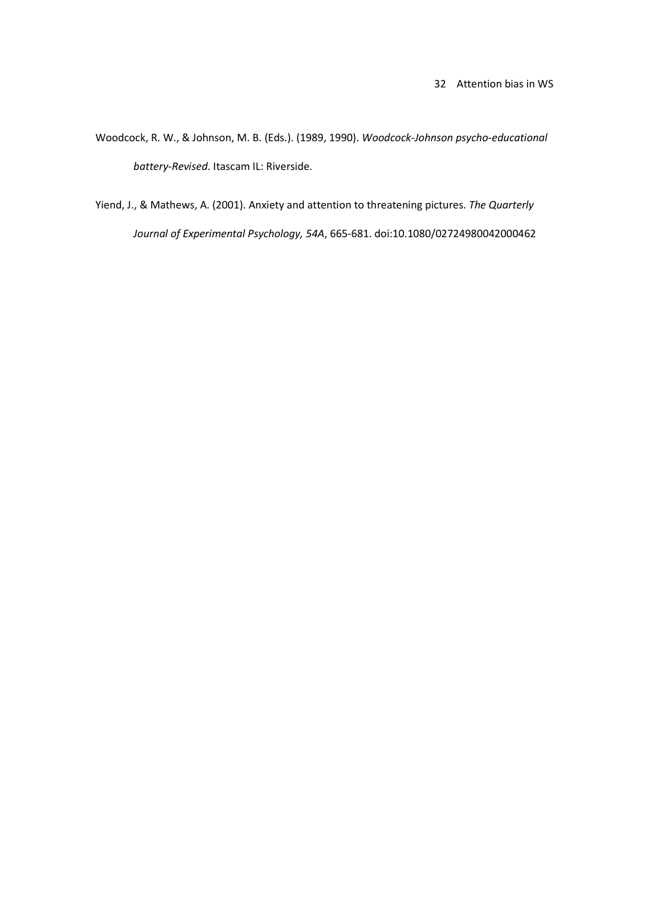Woodcock, R. W., & Johnson, M. B. (Eds.). (1989, 1990). *Woodcock-Johnson psycho-educational battery-Revised*. Itascam IL: Riverside.

Yiend, J., & Mathews, A. (2001). Anxiety and attention to threatening pictures. *The Quarterly Journal of Experimental Psychology, 54A*, 665-681. doi:10.1080/02724980042000462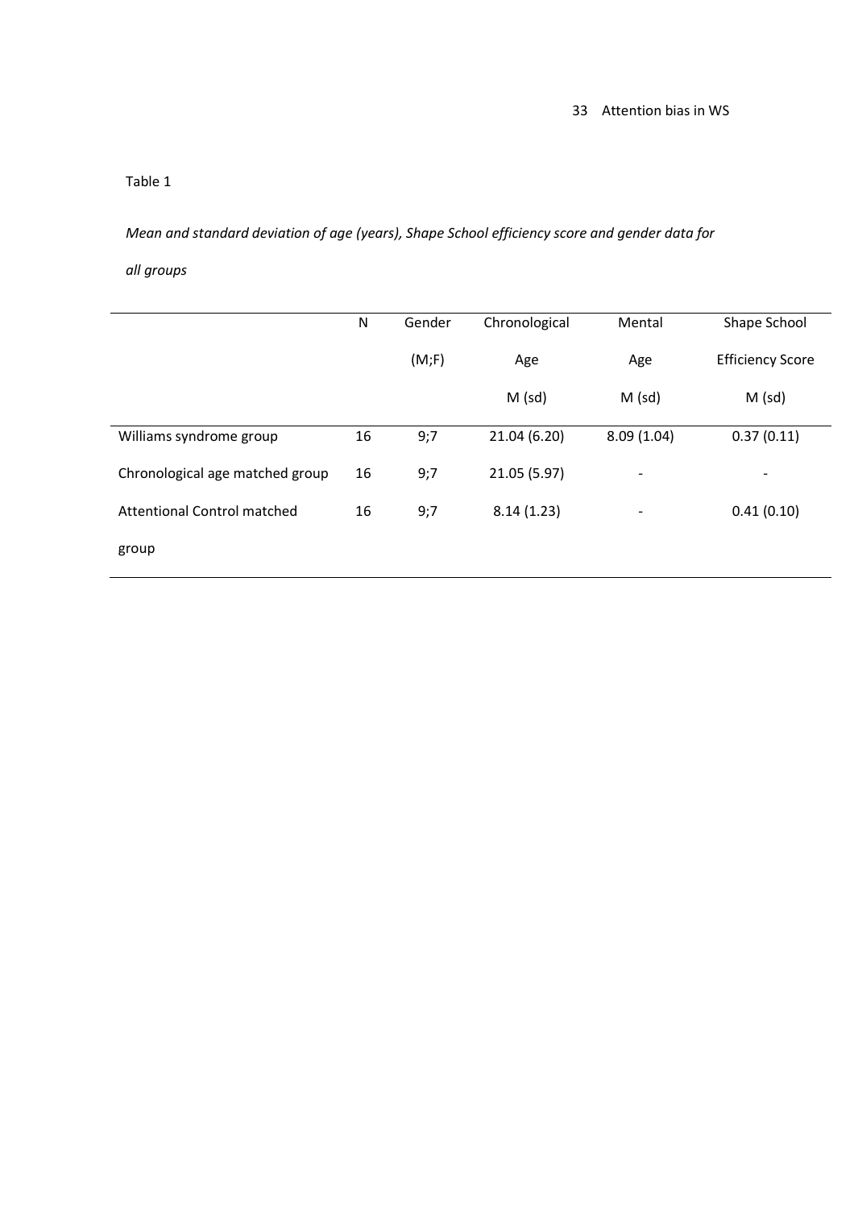Table 1

*Mean and standard deviation of age (years), Shape School efficiency score and gender data for all groups*

| | N | Gender (M;F) | Chronological Age M (sd) | Mental Age M (sd) | Shape School Efficiency Score M (sd) |
|---|---|---|---|---|---|
| Williams syndrome group | 16 | 9;7 | 21.04 (6.20) | 8.09 (1.04) | 0.37 (0.11) |
| Chronological age matched group | 16 | 9;7 | 21.05 (5.97) | - | - |
| Attentional Control matched group | 16 | 9;7 | 8.14 (1.23) | - | 0.41 (0.10) |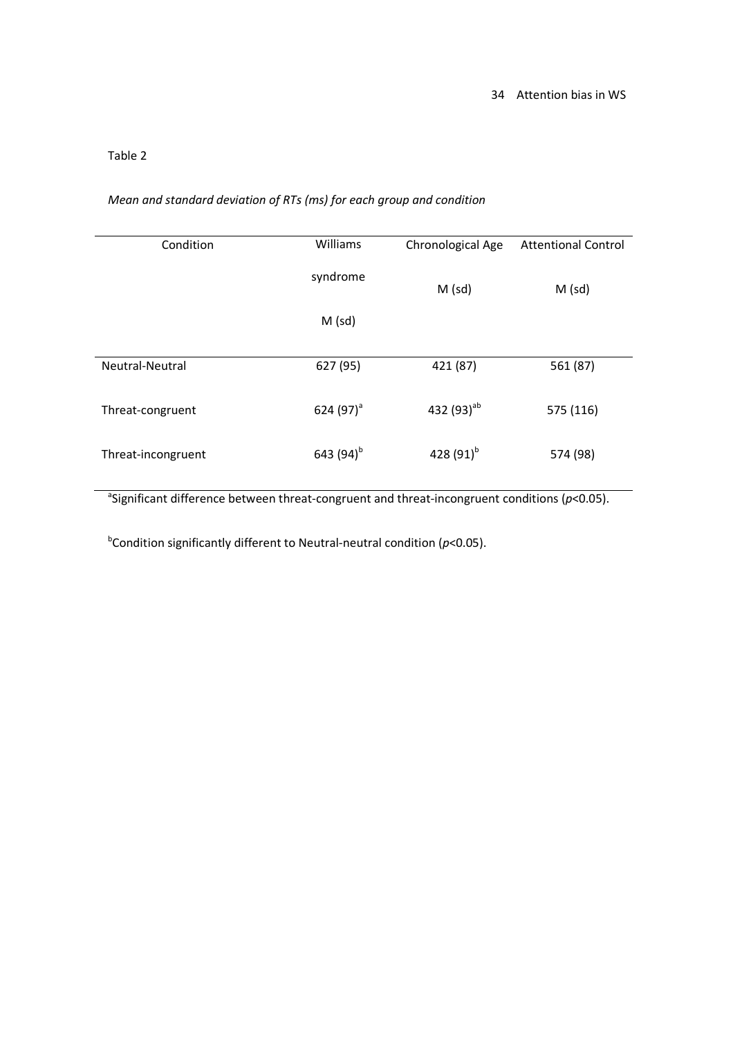Table 2

*Mean and standard deviation of RTs (ms) for each group and condition*

| Condition | Williams syndrome M (sd) | Chronological Age M (sd) | Attentional Control M (sd) |
|---|---|---|---|
| Neutral-Neutral | 627 (95) | 421 (87) | 561 (87) |
| Threat-congruent | 624 (97)[a] | 432 (93)[ab] | 575 (116) |
| Threat-incongruent | 643 (94)[b] | 428 (91)[b] | 574 (98) |

[a]Significant difference between threat-congruent and threat-incongruent conditions ($p<0.05$).

[b]Condition significantly different to Neutral-neutral condition ($p<0.05$).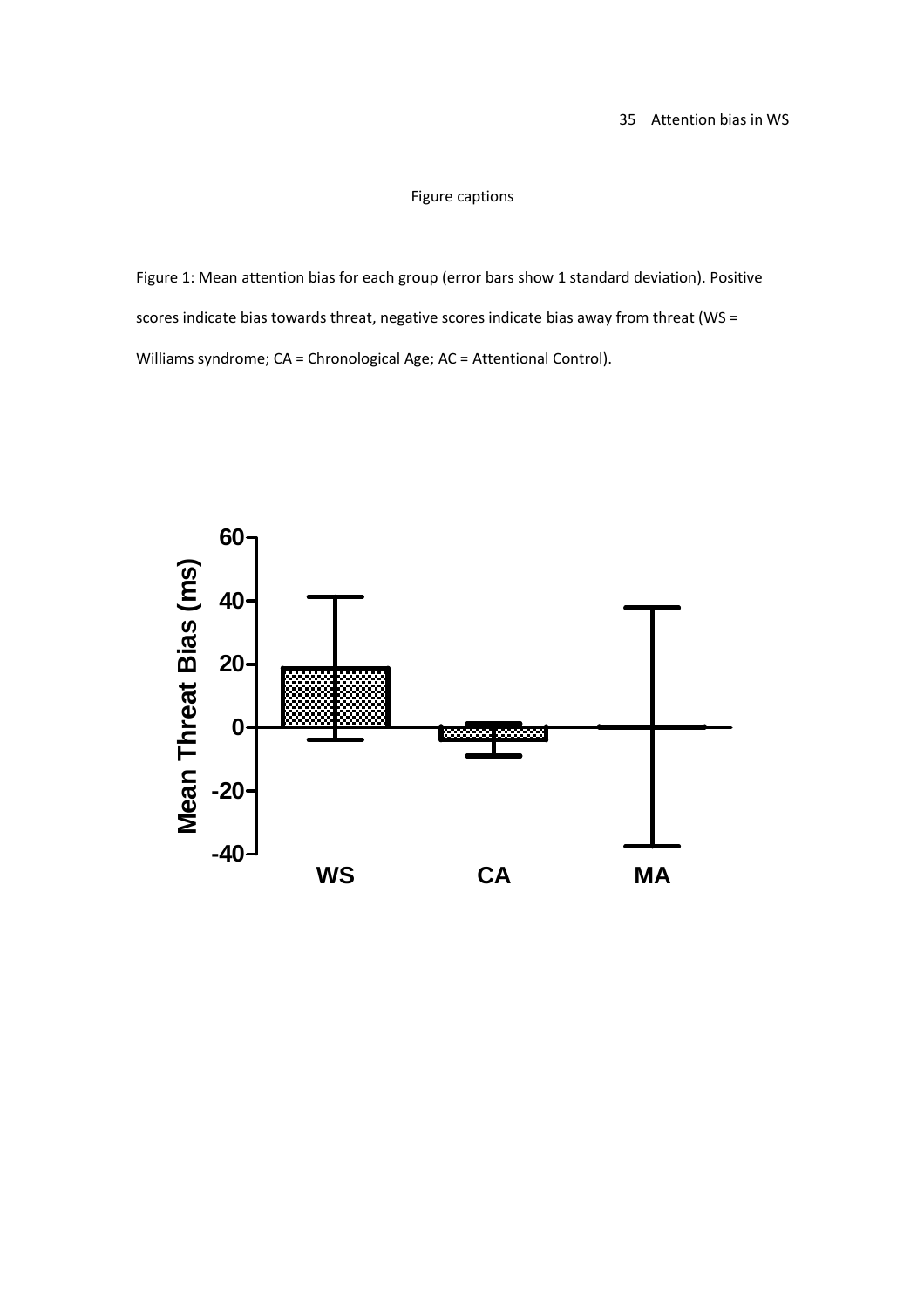Figure captions

Figure 1: Mean attention bias for each group (error bars show 1 standard deviation). Positive scores indicate bias towards threat, negative scores indicate bias away from threat (WS = Williams syndrome; CA = Chronological Age; AC = Attentional Control).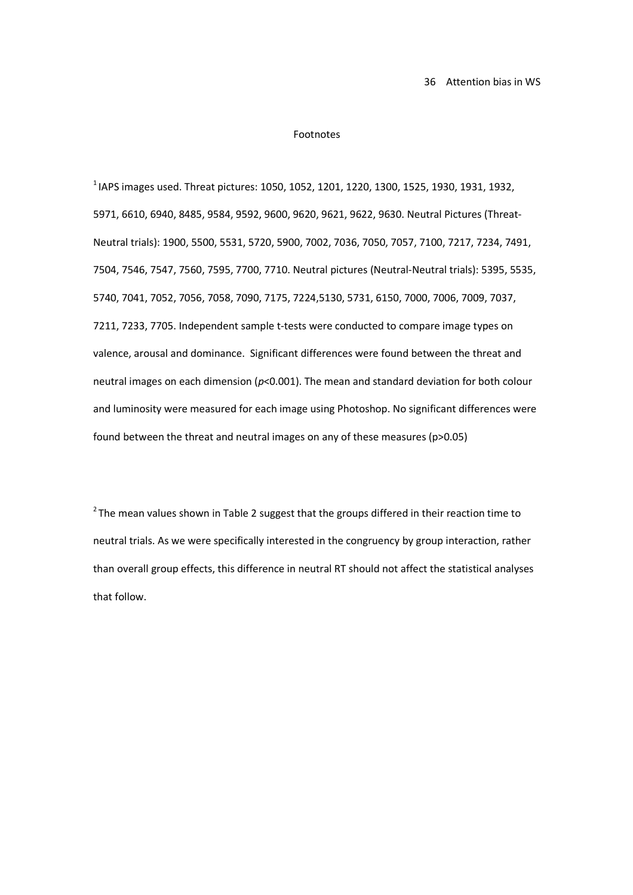Footnotes

[1] IAPS images used. Threat pictures: 1050, 1052, 1201, 1220, 1300, 1525, 1930, 1931, 1932, 5971, 6610, 6940, 8485, 9584, 9592, 9600, 9620, 9621, 9622, 9630. Neutral Pictures (Threat-Neutral trials): 1900, 5500, 5531, 5720, 5900, 7002, 7036, 7050, 7057, 7100, 7217, 7234, 7491, 7504, 7546, 7547, 7560, 7595, 7700, 7710. Neutral pictures (Neutral-Neutral trials): 5395, 5535, 5740, 7041, 7052, 7056, 7058, 7090, 7175, 7224,5130, 5731, 6150, 7000, 7006, 7009, 7037, 7211, 7233, 7705. Independent sample t-tests were conducted to compare image types on valence, arousal and dominance. Significant differences were found between the threat and neutral images on each dimension ($p<0.001$). The mean and standard deviation for both colour and luminosity were measured for each image using Photoshop. No significant differences were found between the threat and neutral images on any of these measures ($p>0.05$)

[2] The mean values shown in Table 2 suggest that the groups differed in their reaction time to neutral trials. As we were specifically interested in the congruency by group interaction, rather than overall group effects, this difference in neutral RT should not affect the statistical analyses that follow.